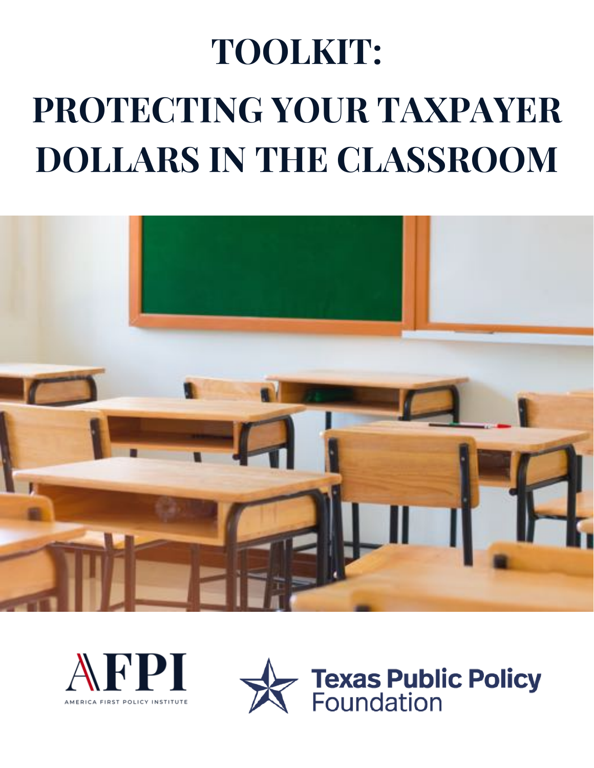# TOOLKIT:

# PROTECTING YOUR TAXPAYER DOLLARS IN THE CLASSROOM

AFPI

AMERICA FIRST POLICY INSTITUTE

Texas Public Policy Foundation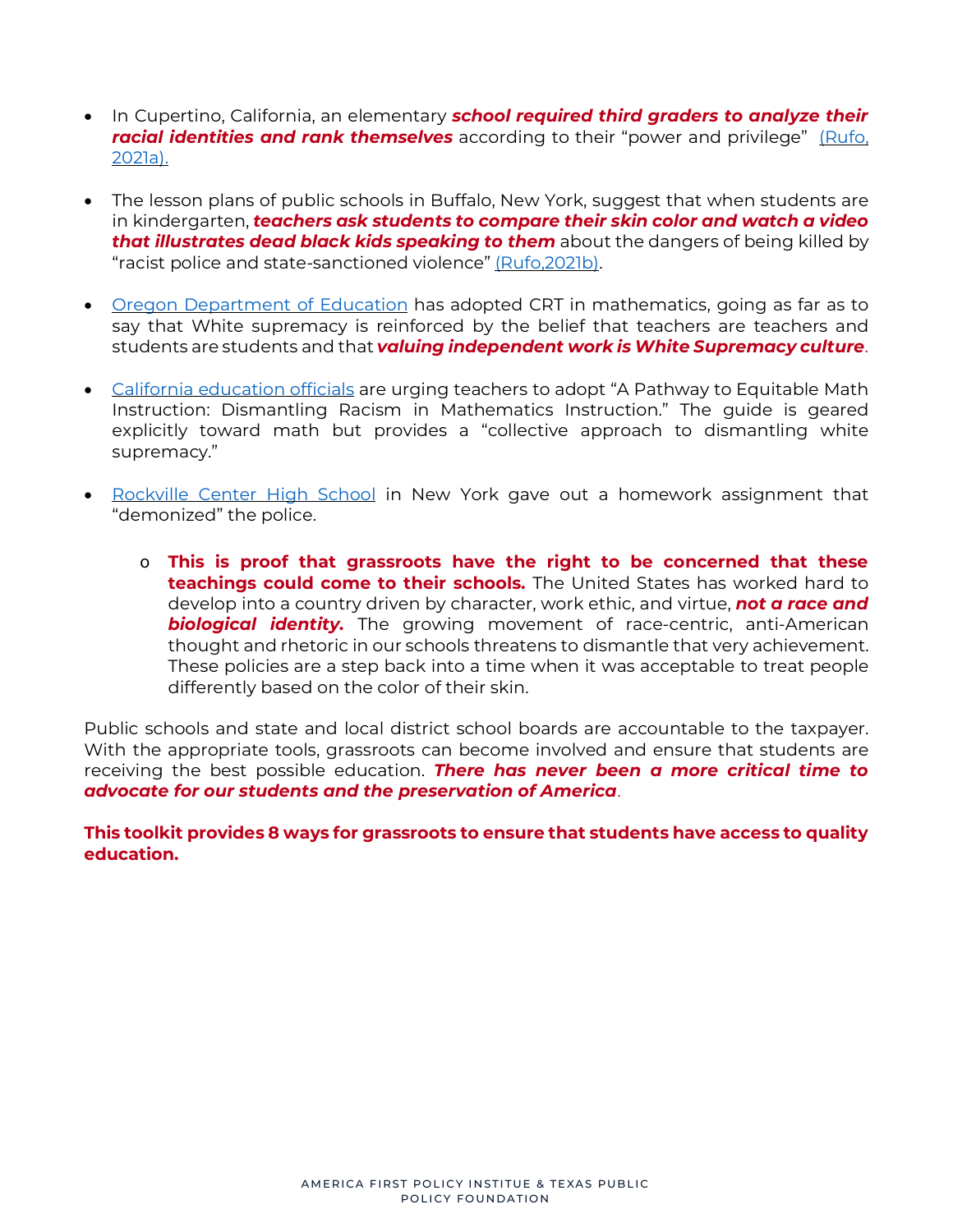- In Cupertino, California, an elementary ***school required third graders to analyze their racial identities and rank themselves*** according to their "power and privilege" (Rufo, 2021a).

- The lesson plans of public schools in Buffalo, New York, suggest that when students are in kindergarten, ***teachers ask students to compare their skin color and watch a video that illustrates dead black kids speaking to them*** about the dangers of being killed by "racist police and state-sanctioned violence" (Rufo,2021b).

- Oregon Department of Education has adopted CRT in mathematics, going as far as to say that White supremacy is reinforced by the belief that teachers are teachers and students are students and that ***valuing independent work is White Supremacy culture***.

- California education officials are urging teachers to adopt "A Pathway to Equitable Math Instruction: Dismantling Racism in Mathematics Instruction." The guide is geared explicitly toward math but provides a "collective approach to dismantling white supremacy."

- Rockville Center High School in New York gave out a homework assignment that "demonized" the police.

  - **This is proof that grassroots have the right to be concerned that these teachings could come to their schools.** The United States has worked hard to develop into a country driven by character, work ethic, and virtue, ***not a race and biological identity.*** The growing movement of race-centric, anti-American thought and rhetoric in our schools threatens to dismantle that very achievement. These policies are a step back into a time when it was acceptable to treat people differently based on the color of their skin.

Public schools and state and local district school boards are accountable to the taxpayer. With the appropriate tools, grassroots can become involved and ensure that students are receiving the best possible education. ***There has never been a more critical time to advocate for our students and the preservation of America***.

**This toolkit provides 8 ways for grassroots to ensure that students have access to quality education.**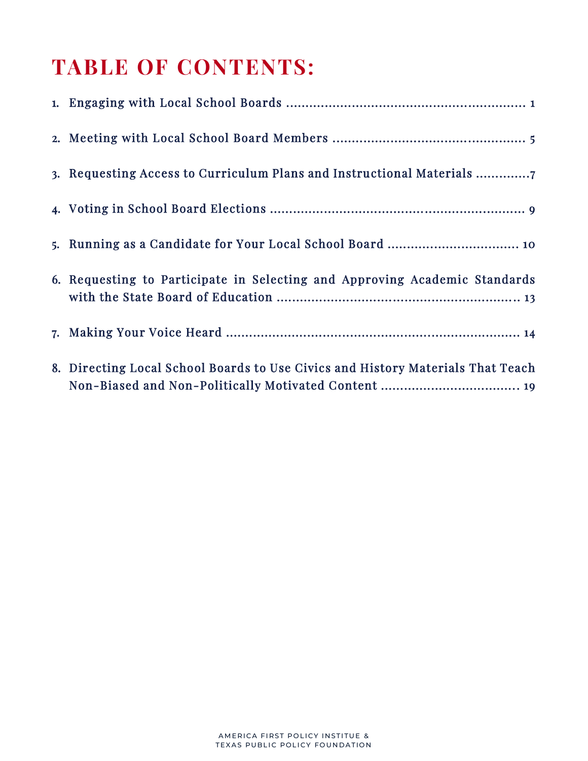# TABLE OF CONTENTS:

1. Engaging with Local School Boards ............................................................. 1
2. Meeting with Local School Board Members ................................................ 5
3. Requesting Access to Curriculum Plans and Instructional Materials .............7
4. Voting in School Board Elections ................................................................. 9
5. Running as a Candidate for Your Local School Board ................................. 10
6. Requesting to Participate in Selecting and Approving Academic Standards with the State Board of Education ............................................................... 13
7. Making Your Voice Heard ........................................................................... 14
8. Directing Local School Boards to Use Civics and History Materials That Teach Non-Biased and Non-Politically Motivated Content ................................... 19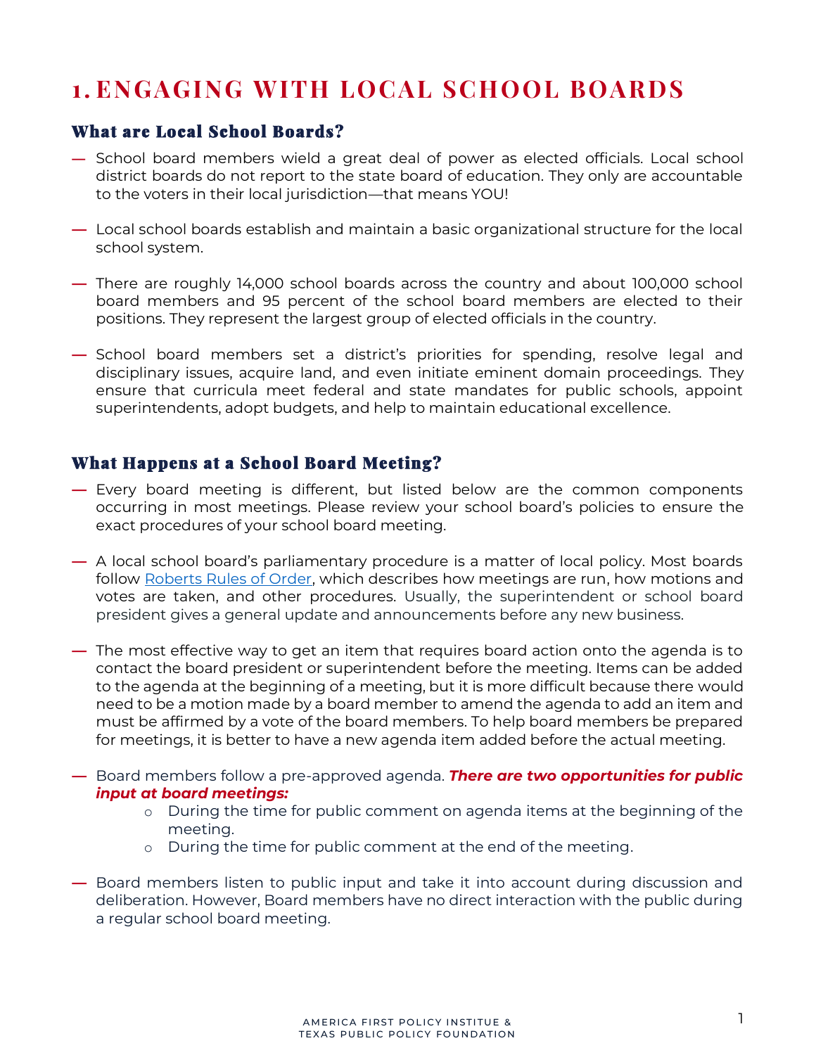# 1. ENGAGING WITH LOCAL SCHOOL BOARDS

## What are Local School Boards?

- School board members wield a great deal of power as elected officials. Local school district boards do not report to the state board of education. They only are accountable to the voters in their local jurisdiction—that means YOU!

- Local school boards establish and maintain a basic organizational structure for the local school system.

- There are roughly 14,000 school boards across the country and about 100,000 school board members and 95 percent of the school board members are elected to their positions. They represent the largest group of elected officials in the country.

- School board members set a district's priorities for spending, resolve legal and disciplinary issues, acquire land, and even initiate eminent domain proceedings. They ensure that curricula meet federal and state mandates for public schools, appoint superintendents, adopt budgets, and help to maintain educational excellence.

## What Happens at a School Board Meeting?

- Every board meeting is different, but listed below are the common components occurring in most meetings. Please review your school board's policies to ensure the exact procedures of your school board meeting.

- A local school board's parliamentary procedure is a matter of local policy. Most boards follow [Roberts Rules of Order](), which describes how meetings are run, how motions and votes are taken, and other procedures. Usually, the superintendent or school board president gives a general update and announcements before any new business.

- The most effective way to get an item that requires board action onto the agenda is to contact the board president or superintendent before the meeting. Items can be added to the agenda at the beginning of a meeting, but it is more difficult because there would need to be a motion made by a board member to amend the agenda to add an item and must be affirmed by a vote of the board members. To help board members be prepared for meetings, it is better to have a new agenda item added before the actual meeting.

- Board members follow a pre-approved agenda. ***There are two opportunities for public input at board meetings:***
    - During the time for public comment on agenda items at the beginning of the meeting.
    - During the time for public comment at the end of the meeting.

- Board members listen to public input and take it into account during discussion and deliberation. However, Board members have no direct interaction with the public during a regular school board meeting.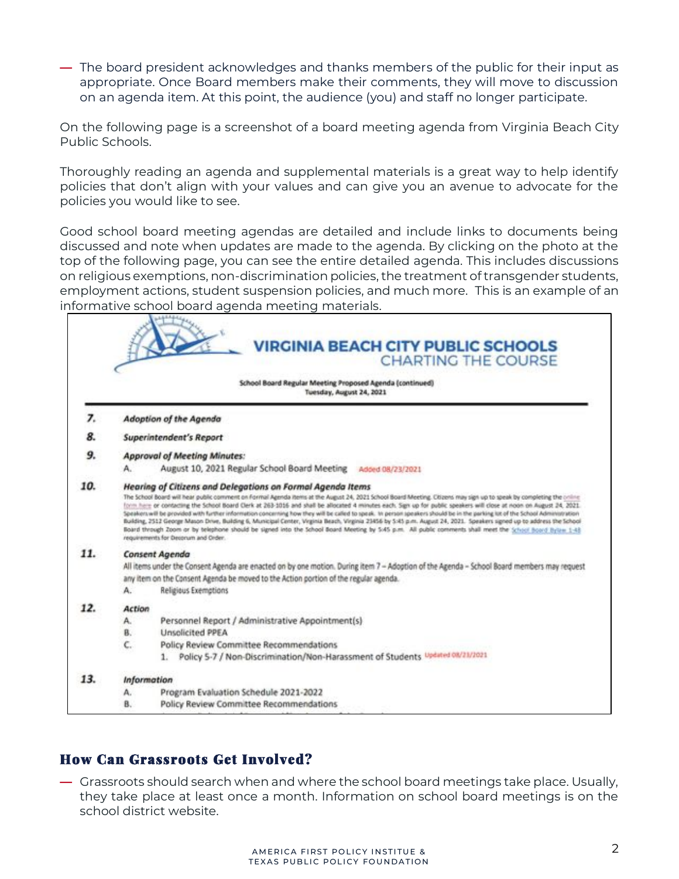— The board president acknowledges and thanks members of the public for their input as appropriate. Once Board members make their comments, they will move to discussion on an agenda item. At this point, the audience (you) and staff no longer participate.

On the following page is a screenshot of a board meeting agenda from Virginia Beach City Public Schools.

Thoroughly reading an agenda and supplemental materials is a great way to help identify policies that don't align with your values and can give you an avenue to advocate for the policies you would like to see.

Good school board meeting agendas are detailed and include links to documents being discussed and note when updates are made to the agenda. By clicking on the photo at the top of the following page, you can see the entire detailed agenda. This includes discussions on religious exemptions, non-discrimination policies, the treatment of transgender students, employment actions, student suspension policies, and much more. This is an example of an informative school board agenda meeting materials.

**VIRGINIA BEACH CITY PUBLIC SCHOOLS**
CHARTING THE COURSE

**School Board Regular Meeting Proposed Agenda (continued)**
**Tuesday, August 24, 2021**

**7.** ***Adoption of the Agenda***

**8.** ***Superintendent's Report***

**9.** ***Approval of Meeting Minutes:***
A. August 10, 2021 Regular School Board Meeting Added 08/23/2021

**10.** ***Hearing of Citizens and Delegations on Formal Agenda Items***
The School Board will hear public comment on Formal Agenda items at the August 24, 2021 School Board Meeting. Citizens may sign up to speak by completing the online form here or contacting the School Board Clerk at 263-1016 and shall be allocated 4 minutes each. Sign up for public speakers will close at noon on August 24, 2021. Speakers will be provided with further information concerning how they will be called to speak. In person speakers should be in the parking lot of the School Administration Building, 2512 George Mason Drive, Building 6, Municipal Center, Virginia Beach, Virginia 23456 by 5:45 p.m. August 24, 2021. Speakers signed up to address the School Board through Zoom or by telephone should be signed into the School Board Meeting by 5:45 p.m. All public comments shall meet the School Board Bylaw 1-48 requirements for Decorum and Order.

**11.** ***Consent Agenda***
All items under the Consent Agenda are enacted on by one motion. During item 7 – Adoption of the Agenda – School Board members may request any item on the Consent Agenda be moved to the Action portion of the regular agenda.
A. Religious Exemptions

**12.** ***Action***
A. Personnel Report / Administrative Appointment(s)
B. Unsolicited PPEA
C. Policy Review Committee Recommendations
1. Policy 5-7 / Non-Discrimination/Non-Harassment of Students Updated 08/23/2021

**13.** ***Information***
A. Program Evaluation Schedule 2021-2022
B. Policy Review Committee Recommendations

## How Can Grassroots Get Involved?

— Grassroots should search when and where the school board meetings take place. Usually, they take place at least once a month. Information on school board meetings is on the school district website.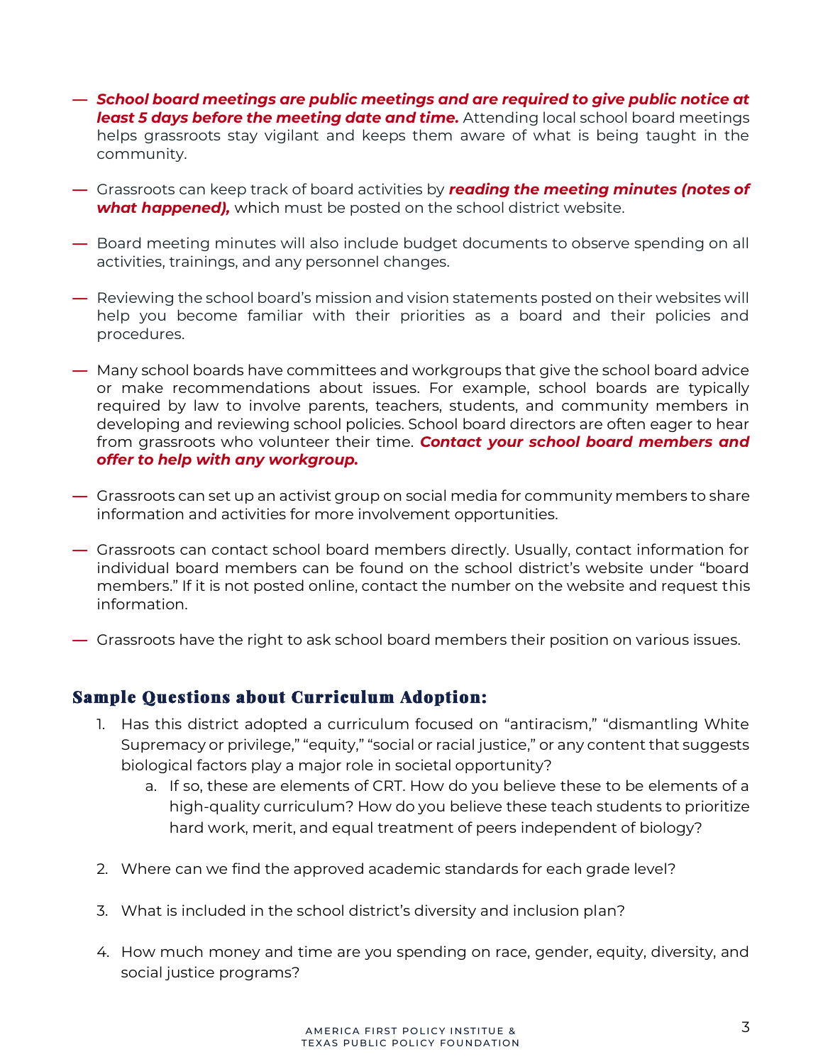- ***School board meetings are public meetings and are required to give public notice at least 5 days before the meeting date and time.*** Attending local school board meetings helps grassroots stay vigilant and keeps them aware of what is being taught in the community.

- Grassroots can keep track of board activities by ***reading the meeting minutes (notes of what happened),*** which must be posted on the school district website.

- Board meeting minutes will also include budget documents to observe spending on all activities, trainings, and any personnel changes.

- Reviewing the school board's mission and vision statements posted on their websites will help you become familiar with their priorities as a board and their policies and procedures.

- Many school boards have committees and workgroups that give the school board advice or make recommendations about issues. For example, school boards are typically required by law to involve parents, teachers, students, and community members in developing and reviewing school policies. School board directors are often eager to hear from grassroots who volunteer their time. ***Contact your school board members and offer to help with any workgroup.***

- Grassroots can set up an activist group on social media for community members to share information and activities for more involvement opportunities.

- Grassroots can contact school board members directly. Usually, contact information for individual board members can be found on the school district's website under "board members." If it is not posted online, contact the number on the website and request this information.

- Grassroots have the right to ask school board members their position on various issues.

## Sample Questions about Curriculum Adoption:

1. Has this district adopted a curriculum focused on "antiracism," "dismantling White Supremacy or privilege," "equity," "social or racial justice," or any content that suggests biological factors play a major role in societal opportunity?
    a. If so, these are elements of CRT. How do you believe these to be elements of a high-quality curriculum? How do you believe these teach students to prioritize hard work, merit, and equal treatment of peers independent of biology?

2. Where can we find the approved academic standards for each grade level?

3. What is included in the school district's diversity and inclusion plan?

4. How much money and time are you spending on race, gender, equity, diversity, and social justice programs?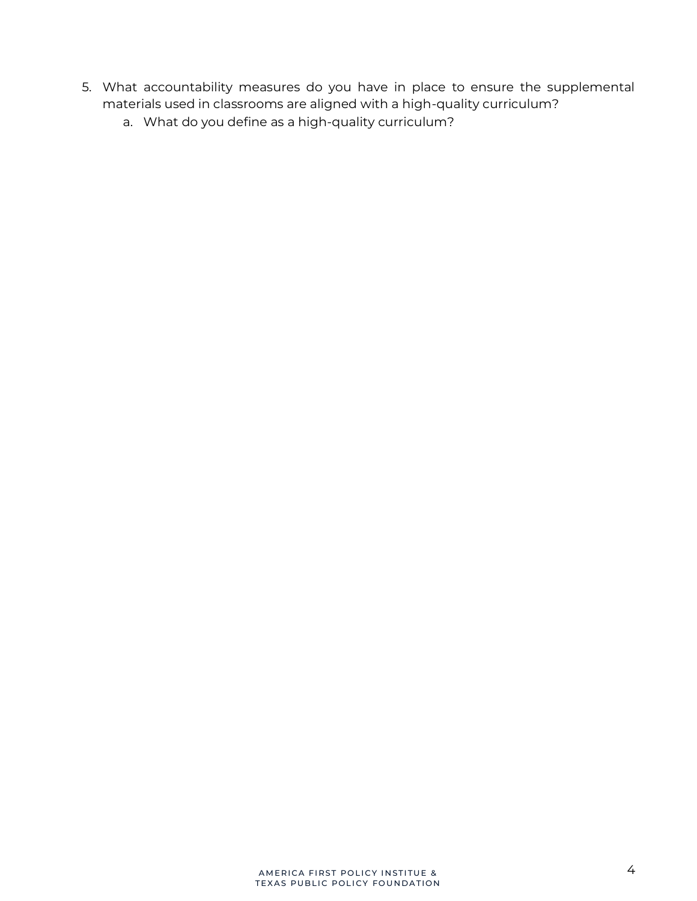5. What accountability measures do you have in place to ensure the supplemental materials used in classrooms are aligned with a high-quality curriculum?
    a. What do you define as a high-quality curriculum?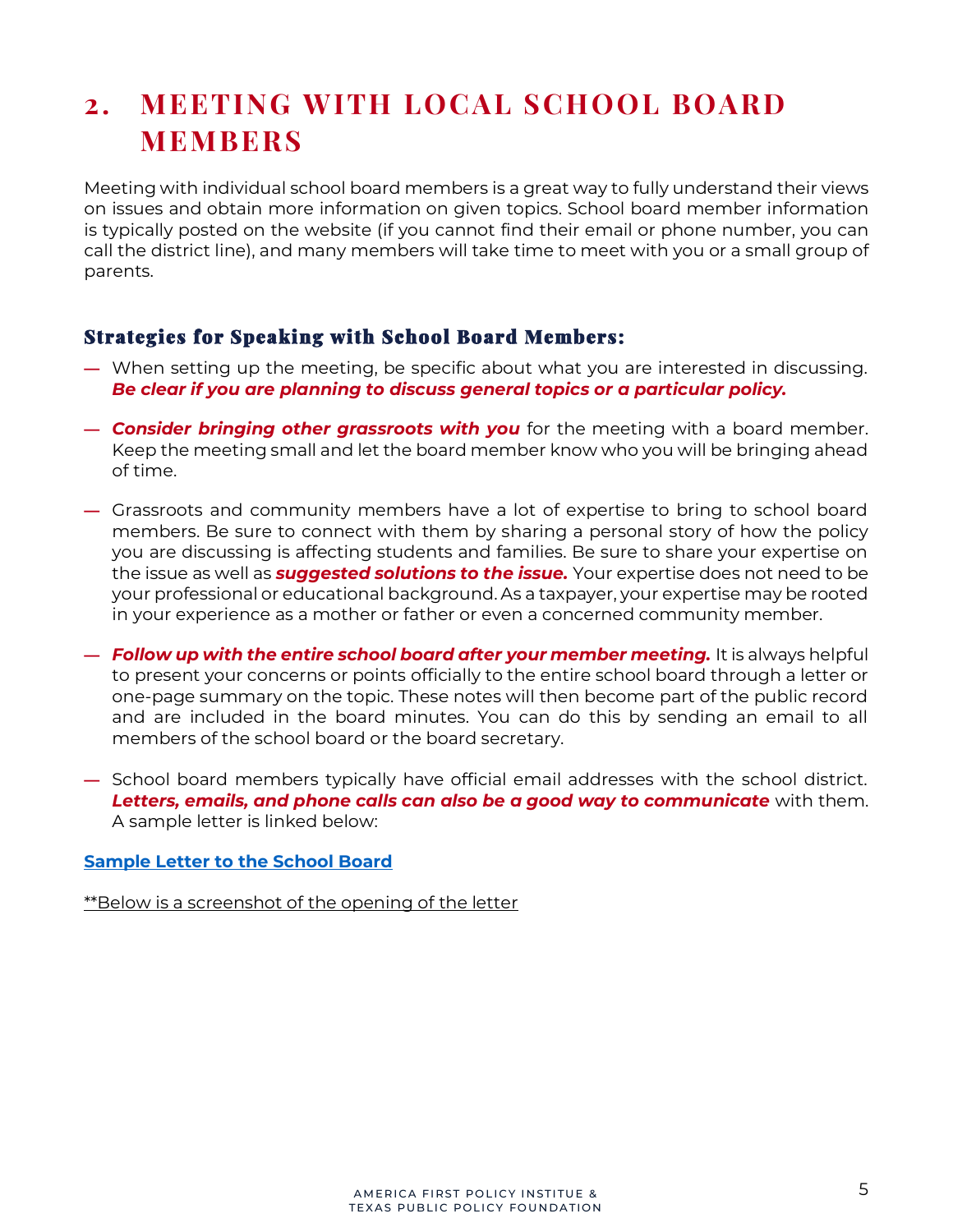## 2. MEETING WITH LOCAL SCHOOL BOARD MEMBERS

Meeting with individual school board members is a great way to fully understand their views on issues and obtain more information on given topics. School board member information is typically posted on the website (if you cannot find their email or phone number, you can call the district line), and many members will take time to meet with you or a small group of parents.

### Strategies for Speaking with School Board Members:

— When setting up the meeting, be specific about what you are interested in discussing. ***Be clear if you are planning to discuss general topics or a particular policy.***

— ***Consider bringing other grassroots with you*** for the meeting with a board member. Keep the meeting small and let the board member know who you will be bringing ahead of time.

— Grassroots and community members have a lot of expertise to bring to school board members. Be sure to connect with them by sharing a personal story of how the policy you are discussing is affecting students and families. Be sure to share your expertise on the issue as well as ***suggested solutions to the issue.*** Your expertise does not need to be your professional or educational background. As a taxpayer, your expertise may be rooted in your experience as a mother or father or even a concerned community member.

— ***Follow up with the entire school board after your member meeting.*** It is always helpful to present your concerns or points officially to the entire school board through a letter or one-page summary on the topic. These notes will then become part of the public record and are included in the board minutes. You can do this by sending an email to all members of the school board or the board secretary.

— School board members typically have official email addresses with the school district. ***Letters, emails, and phone calls can also be a good way to communicate*** with them. A sample letter is linked below:

**Sample Letter to the School Board**

**Below is a screenshot of the opening of the letter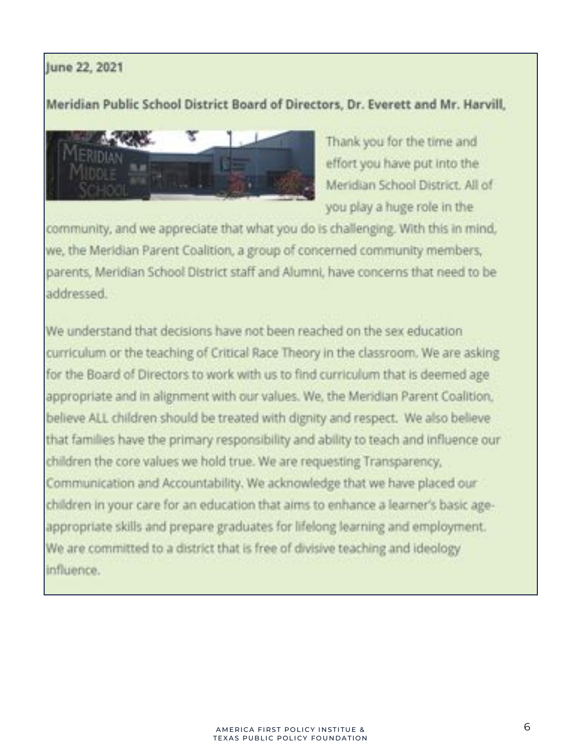**June 22, 2021**

**Meridian Public School District Board of Directors, Dr. Everett and Mr. Harvill,**

Thank you for the time and effort you have put into the Meridian School District. All of you play a huge role in the community, and we appreciate that what you do is challenging. With this in mind, we, the Meridian Parent Coalition, a group of concerned community members, parents, Meridian School District staff and Alumni, have concerns that need to be addressed.

We understand that decisions have not been reached on the sex education curriculum or the teaching of Critical Race Theory in the classroom. We are asking for the Board of Directors to work with us to find curriculum that is deemed age appropriate and in alignment with our values. We, the Meridian Parent Coalition, believe ALL children should be treated with dignity and respect. We also believe that families have the primary responsibility and ability to teach and influence our children the core values we hold true. We are requesting Transparency, Communication and Accountability. We acknowledge that we have placed our children in your care for an education that aims to enhance a learner's basic age-appropriate skills and prepare graduates for lifelong learning and employment. We are committed to a district that is free of divisive teaching and ideology influence.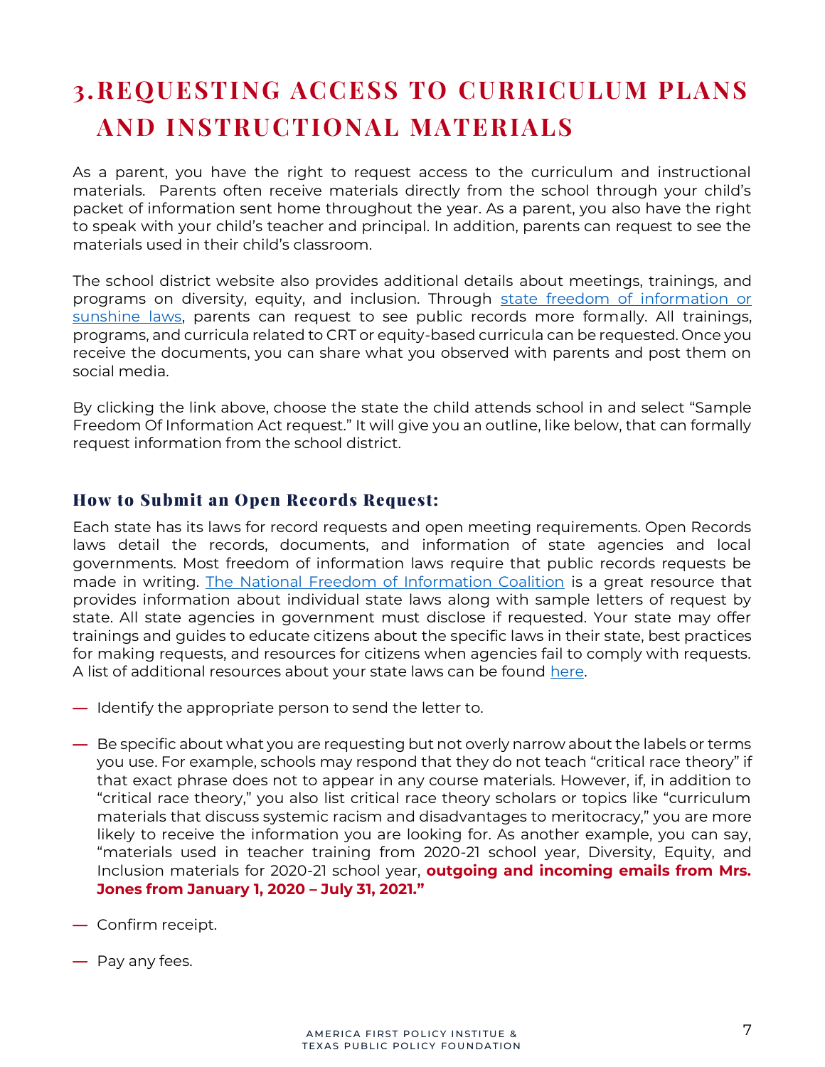# 3. REQUESTING ACCESS TO CURRICULUM PLANS AND INSTRUCTIONAL MATERIALS

As a parent, you have the right to request access to the curriculum and instructional materials. Parents often receive materials directly from the school through your child's packet of information sent home throughout the year. As a parent, you also have the right to speak with your child's teacher and principal. In addition, parents can request to see the materials used in their child's classroom.

The school district website also provides additional details about meetings, trainings, and programs on diversity, equity, and inclusion. Through state freedom of information or sunshine laws, parents can request to see public records more formally. All trainings, programs, and curricula related to CRT or equity-based curricula can be requested. Once you receive the documents, you can share what you observed with parents and post them on social media.

By clicking the link above, choose the state the child attends school in and select "Sample Freedom Of Information Act request." It will give you an outline, like below, that can formally request information from the school district.

### How to Submit an Open Records Request:

Each state has its laws for record requests and open meeting requirements. Open Records laws detail the records, documents, and information of state agencies and local governments. Most freedom of information laws require that public records requests be made in writing. The National Freedom of Information Coalition is a great resource that provides information about individual state laws along with sample letters of request by state. All state agencies in government must disclose if requested. Your state may offer trainings and guides to educate citizens about the specific laws in their state, best practices for making requests, and resources for citizens when agencies fail to comply with requests. A list of additional resources about your state laws can be found here.

- Identify the appropriate person to send the letter to.
- Be specific about what you are requesting but not overly narrow about the labels or terms you use. For example, schools may respond that they do not teach "critical race theory" if that exact phrase does not to appear in any course materials. However, if, in addition to "critical race theory," you also list critical race theory scholars or topics like "curriculum materials that discuss systemic racism and disadvantages to meritocracy," you are more likely to receive the information you are looking for. As another example, you can say, "materials used in teacher training from 2020-21 school year, Diversity, Equity, and Inclusion materials for 2020-21 school year, **outgoing and incoming emails from Mrs. Jones from January 1, 2020 – July 31, 2021."**
- Confirm receipt.
- Pay any fees.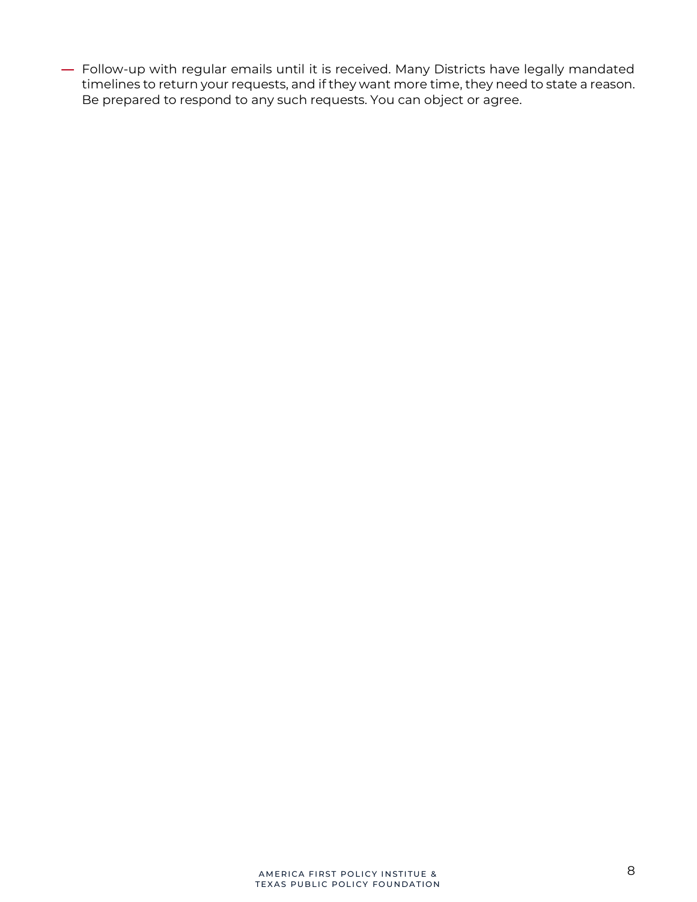- Follow-up with regular emails until it is received. Many Districts have legally mandated timelines to return your requests, and if they want more time, they need to state a reason. Be prepared to respond to any such requests. You can object or agree.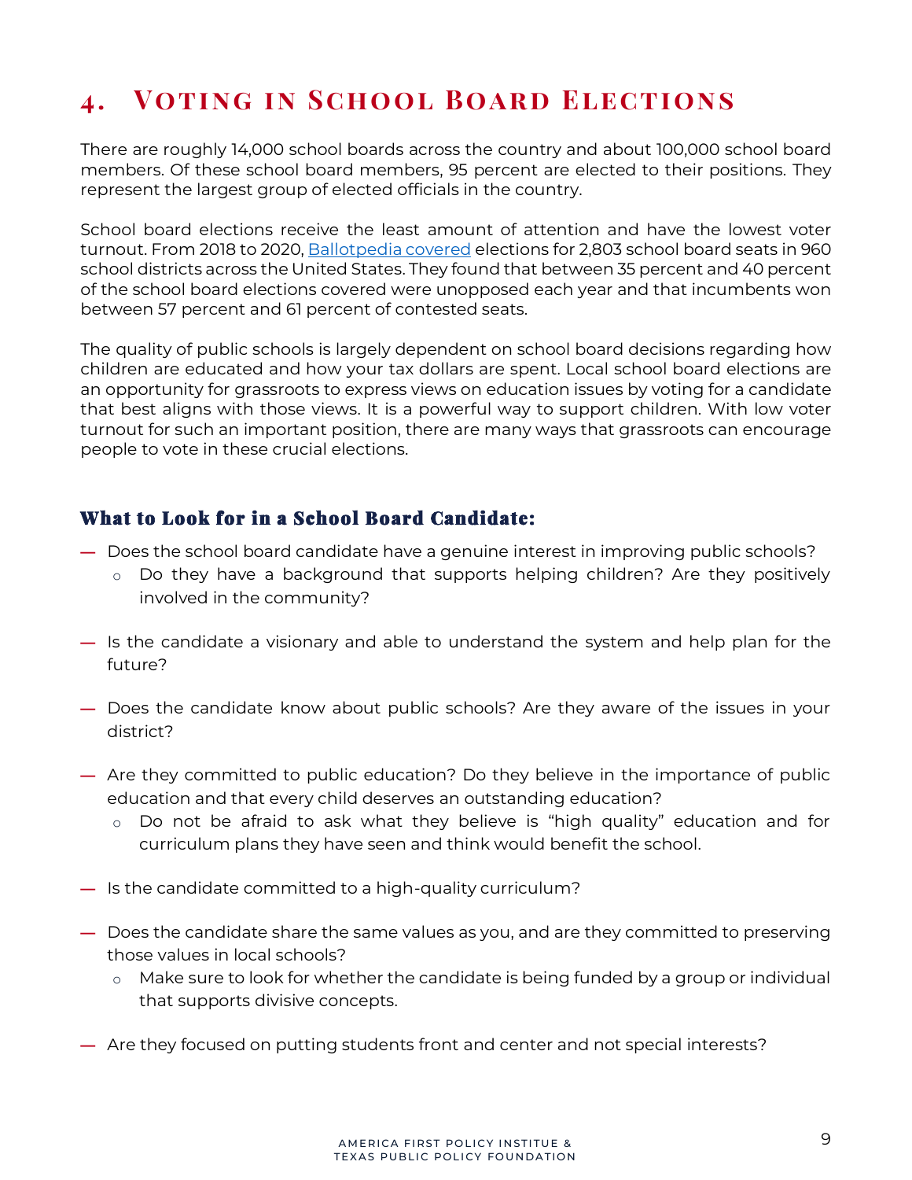# 4. Voting in School Board Elections

There are roughly 14,000 school boards across the country and about 100,000 school board members. Of these school board members, 95 percent are elected to their positions. They represent the largest group of elected officials in the country.

School board elections receive the least amount of attention and have the lowest voter turnout. From 2018 to 2020, [Ballotpedia covered](#) elections for 2,803 school board seats in 960 school districts across the United States. They found that between 35 percent and 40 percent of the school board elections covered were unopposed each year and that incumbents won between 57 percent and 61 percent of contested seats.

The quality of public schools is largely dependent on school board decisions regarding how children are educated and how your tax dollars are spent. Local school board elections are an opportunity for grassroots to express views on education issues by voting for a candidate that best aligns with those views. It is a powerful way to support children. With low voter turnout for such an important position, there are many ways that grassroots can encourage people to vote in these crucial elections.

## What to Look for in a School Board Candidate:

- Does the school board candidate have a genuine interest in improving public schools?
  - Do they have a background that supports helping children? Are they positively involved in the community?
- Is the candidate a visionary and able to understand the system and help plan for the future?
- Does the candidate know about public schools? Are they aware of the issues in your district?
- Are they committed to public education? Do they believe in the importance of public education and that every child deserves an outstanding education?
  - Do not be afraid to ask what they believe is "high quality" education and for curriculum plans they have seen and think would benefit the school.
- Is the candidate committed to a high-quality curriculum?
- Does the candidate share the same values as you, and are they committed to preserving those values in local schools?
  - Make sure to look for whether the candidate is being funded by a group or individual that supports divisive concepts.
- Are they focused on putting students front and center and not special interests?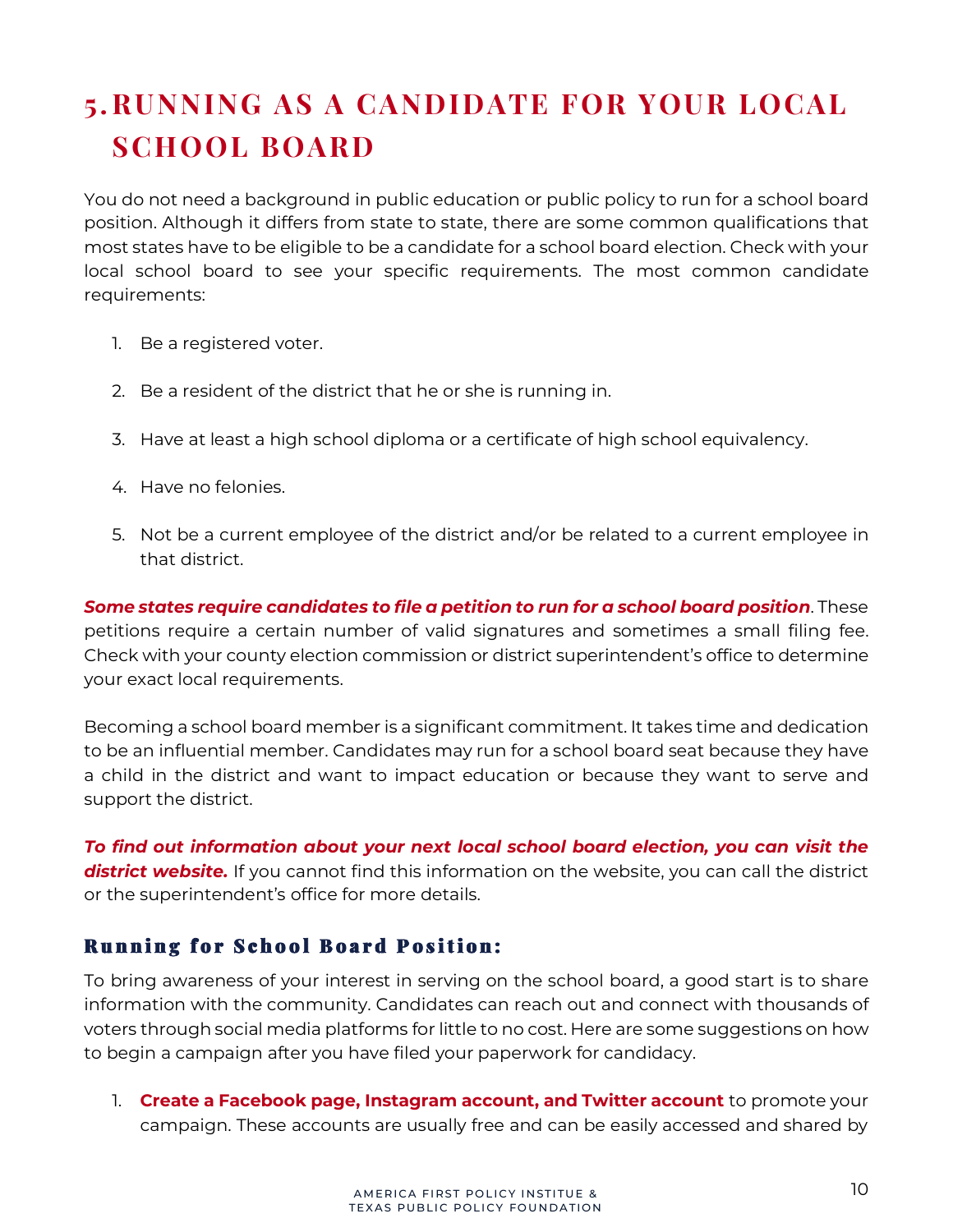# 5. RUNNING AS A CANDIDATE FOR YOUR LOCAL SCHOOL BOARD

You do not need a background in public education or public policy to run for a school board position. Although it differs from state to state, there are some common qualifications that most states have to be eligible to be a candidate for a school board election. Check with your local school board to see your specific requirements. The most common candidate requirements:

1. Be a registered voter.
2. Be a resident of the district that he or she is running in.
3. Have at least a high school diploma or a certificate of high school equivalency.
4. Have no felonies.
5. Not be a current employee of the district and/or be related to a current employee in that district.

***Some states require candidates to file a petition to run for a school board position***. These petitions require a certain number of valid signatures and sometimes a small filing fee. Check with your county election commission or district superintendent's office to determine your exact local requirements.

Becoming a school board member is a significant commitment. It takes time and dedication to be an influential member. Candidates may run for a school board seat because they have a child in the district and want to impact education or because they want to serve and support the district.

***To find out information about your next local school board election, you can visit the district website.*** If you cannot find this information on the website, you can call the district or the superintendent's office for more details.

## Running for School Board Position:

To bring awareness of your interest in serving on the school board, a good start is to share information with the community. Candidates can reach out and connect with thousands of voters through social media platforms for little to no cost. Here are some suggestions on how to begin a campaign after you have filed your paperwork for candidacy.

1. **Create a Facebook page, Instagram account, and Twitter account** to promote your campaign. These accounts are usually free and can be easily accessed and shared by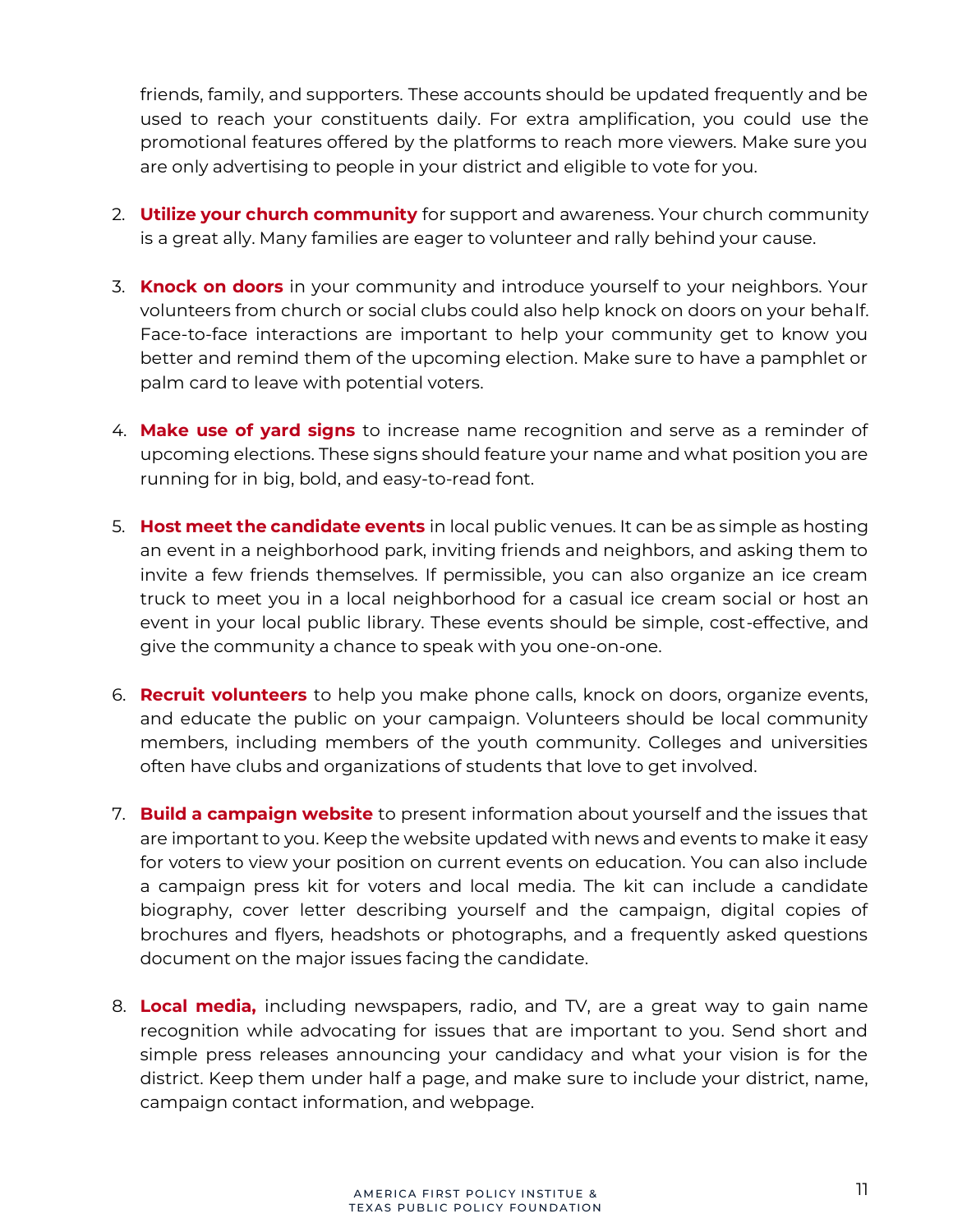friends, family, and supporters. These accounts should be updated frequently and be used to reach your constituents daily. For extra amplification, you could use the promotional features offered by the platforms to reach more viewers. Make sure you are only advertising to people in your district and eligible to vote for you.

2. **Utilize your church community** for support and awareness. Your church community is a great ally. Many families are eager to volunteer and rally behind your cause.

3. **Knock on doors** in your community and introduce yourself to your neighbors. Your volunteers from church or social clubs could also help knock on doors on your behalf. Face-to-face interactions are important to help your community get to know you better and remind them of the upcoming election. Make sure to have a pamphlet or palm card to leave with potential voters.

4. **Make use of yard signs** to increase name recognition and serve as a reminder of upcoming elections. These signs should feature your name and what position you are running for in big, bold, and easy-to-read font.

5. **Host meet the candidate events** in local public venues. It can be as simple as hosting an event in a neighborhood park, inviting friends and neighbors, and asking them to invite a few friends themselves. If permissible, you can also organize an ice cream truck to meet you in a local neighborhood for a casual ice cream social or host an event in your local public library. These events should be simple, cost-effective, and give the community a chance to speak with you one-on-one.

6. **Recruit volunteers** to help you make phone calls, knock on doors, organize events, and educate the public on your campaign. Volunteers should be local community members, including members of the youth community. Colleges and universities often have clubs and organizations of students that love to get involved.

7. **Build a campaign website** to present information about yourself and the issues that are important to you. Keep the website updated with news and events to make it easy for voters to view your position on current events on education. You can also include a campaign press kit for voters and local media. The kit can include a candidate biography, cover letter describing yourself and the campaign, digital copies of brochures and flyers, headshots or photographs, and a frequently asked questions document on the major issues facing the candidate.

8. **Local media,** including newspapers, radio, and TV, are a great way to gain name recognition while advocating for issues that are important to you. Send short and simple press releases announcing your candidacy and what your vision is for the district. Keep them under half a page, and make sure to include your district, name, campaign contact information, and webpage.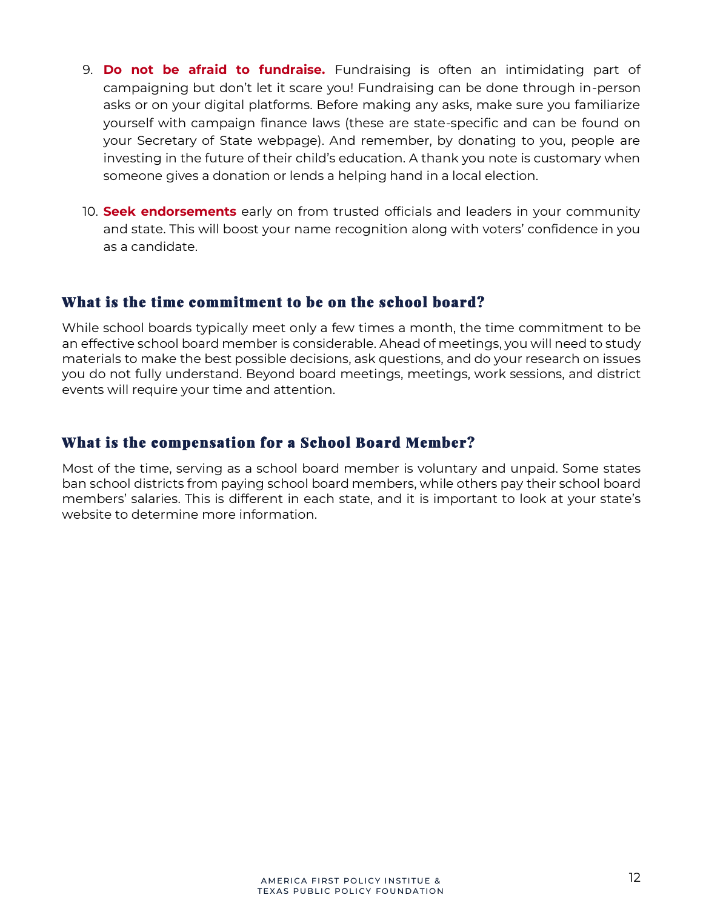9. **Do not be afraid to fundraise.** Fundraising is often an intimidating part of campaigning but don't let it scare you! Fundraising can be done through in-person asks or on your digital platforms. Before making any asks, make sure you familiarize yourself with campaign finance laws (these are state-specific and can be found on your Secretary of State webpage). And remember, by donating to you, people are investing in the future of their child's education. A thank you note is customary when someone gives a donation or lends a helping hand in a local election.

10. **Seek endorsements** early on from trusted officials and leaders in your community and state. This will boost your name recognition along with voters' confidence in you as a candidate.

## What is the time commitment to be on the school board?

While school boards typically meet only a few times a month, the time commitment to be an effective school board member is considerable. Ahead of meetings, you will need to study materials to make the best possible decisions, ask questions, and do your research on issues you do not fully understand. Beyond board meetings, meetings, work sessions, and district events will require your time and attention.

## What is the compensation for a School Board Member?

Most of the time, serving as a school board member is voluntary and unpaid. Some states ban school districts from paying school board members, while others pay their school board members' salaries. This is different in each state, and it is important to look at your state's website to determine more information.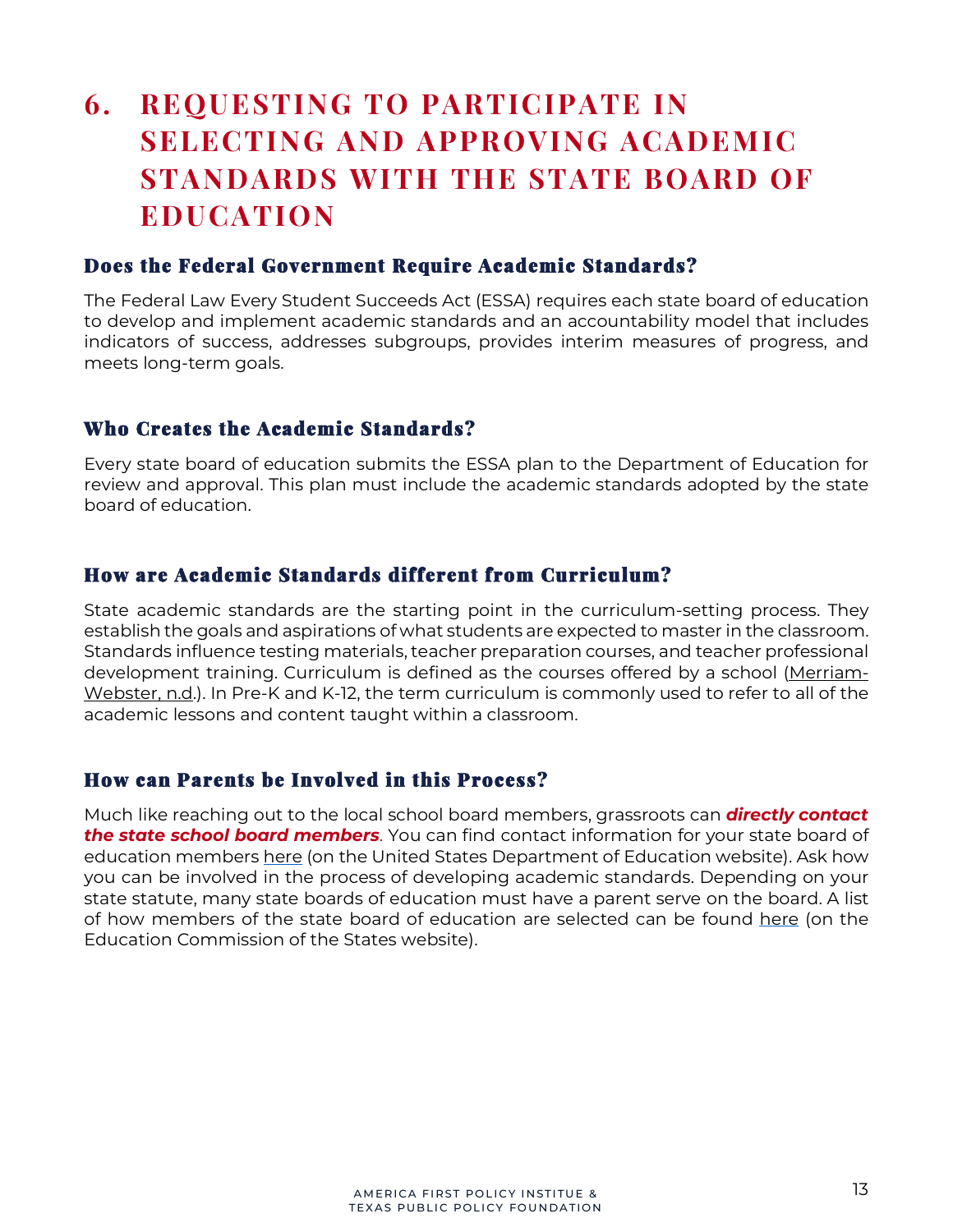# 6. REQUESTING TO PARTICIPATE IN SELECTING AND APPROVING ACADEMIC STANDARDS WITH THE STATE BOARD OF EDUCATION

### Does the Federal Government Require Academic Standards?

The Federal Law Every Student Succeeds Act (ESSA) requires each state board of education to develop and implement academic standards and an accountability model that includes indicators of success, addresses subgroups, provides interim measures of progress, and meets long-term goals.

### Who Creates the Academic Standards?

Every state board of education submits the ESSA plan to the Department of Education for review and approval. This plan must include the academic standards adopted by the state board of education.

### How are Academic Standards different from Curriculum?

State academic standards are the starting point in the curriculum-setting process. They establish the goals and aspirations of what students are expected to master in the classroom. Standards influence testing materials, teacher preparation courses, and teacher professional development training. Curriculum is defined as the courses offered by a school (Merriam-Webster, n.d.). In Pre-K and K-12, the term curriculum is commonly used to refer to all of the academic lessons and content taught within a classroom.

### How can Parents be Involved in this Process?

Much like reaching out to the local school board members, grassroots can ***directly contact the state school board members***. You can find contact information for your state board of education members here (on the United States Department of Education website). Ask how you can be involved in the process of developing academic standards. Depending on your state statute, many state boards of education must have a parent serve on the board. A list of how members of the state board of education are selected can be found here (on the Education Commission of the States website).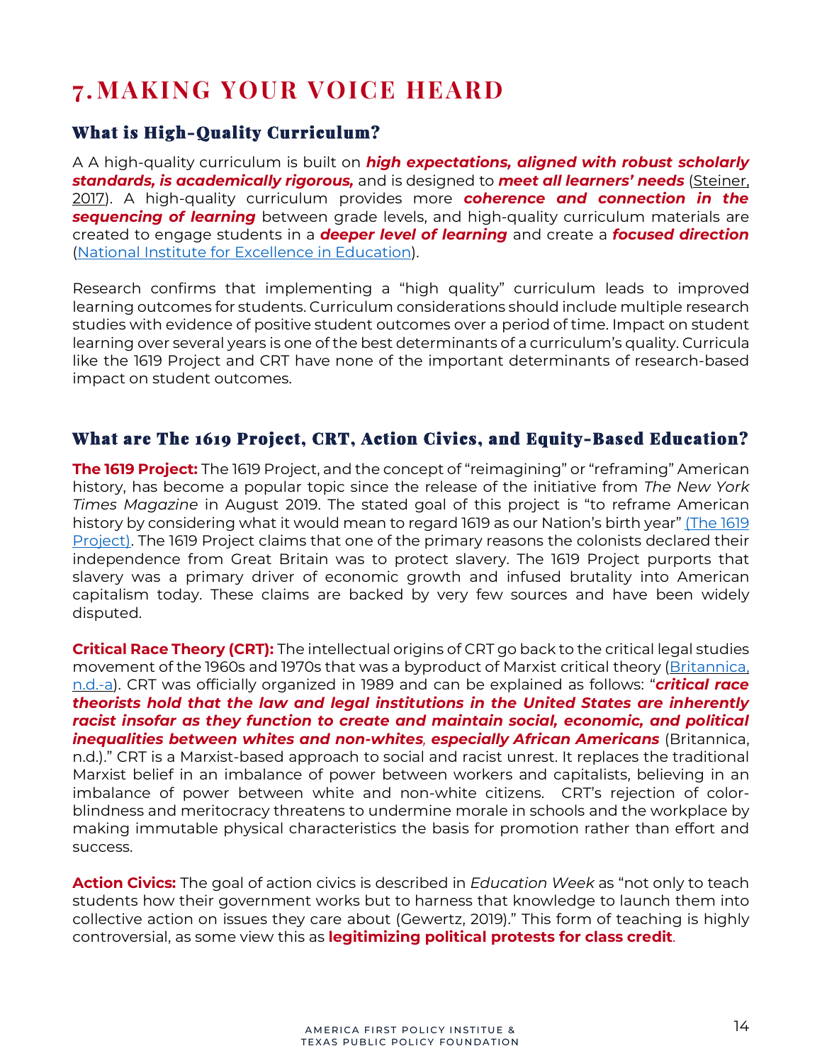# 7. MAKING YOUR VOICE HEARD

## What is High-Quality Curriculum?

A A high-quality curriculum is built on ***high expectations, aligned with robust scholarly standards, is academically rigorous,*** and is designed to ***meet all learners' needs*** (Steiner, 2017). A high-quality curriculum provides more ***coherence and connection in the sequencing of learning*** between grade levels, and high-quality curriculum materials are created to engage students in a ***deeper level of learning*** and create a ***focused direction*** (National Institute for Excellence in Education).

Research confirms that implementing a "high quality" curriculum leads to improved learning outcomes for students. Curriculum considerations should include multiple research studies with evidence of positive student outcomes over a period of time. Impact on student learning over several years is one of the best determinants of a curriculum's quality. Curricula like the 1619 Project and CRT have none of the important determinants of research-based impact on student outcomes.

## What are The 1619 Project, CRT, Action Civics, and Equity-Based Education?

**The 1619 Project:** The 1619 Project, and the concept of "reimagining" or "reframing" American history, has become a popular topic since the release of the initiative from *The New York Times Magazine* in August 2019. The stated goal of this project is "to reframe American history by considering what it would mean to regard 1619 as our Nation's birth year" (The 1619 Project). The 1619 Project claims that one of the primary reasons the colonists declared their independence from Great Britain was to protect slavery. The 1619 Project purports that slavery was a primary driver of economic growth and infused brutality into American capitalism today. These claims are backed by very few sources and have been widely disputed.

**Critical Race Theory (CRT):** The intellectual origins of CRT go back to the critical legal studies movement of the 1960s and 1970s that was a byproduct of Marxist critical theory (Britannica, n.d.-a). CRT was officially organized in 1989 and can be explained as follows: "***critical race theorists hold that the law and legal institutions in the United States are inherently racist insofar as they function to create and maintain social, economic, and political inequalities between whites and non-whites, especially African Americans*** (Britannica, n.d.)." CRT is a Marxist-based approach to social and racist unrest. It replaces the traditional Marxist belief in an imbalance of power between workers and capitalists, believing in an imbalance of power between white and non-white citizens. CRT's rejection of color-blindness and meritocracy threatens to undermine morale in schools and the workplace by making immutable physical characteristics the basis for promotion rather than effort and success.

**Action Civics:** The goal of action civics is described in *Education Week* as "not only to teach students how their government works but to harness that knowledge to launch them into collective action on issues they care about (Gewertz, 2019)." This form of teaching is highly controversial, as some view this as **legitimizing political protests for class credit**.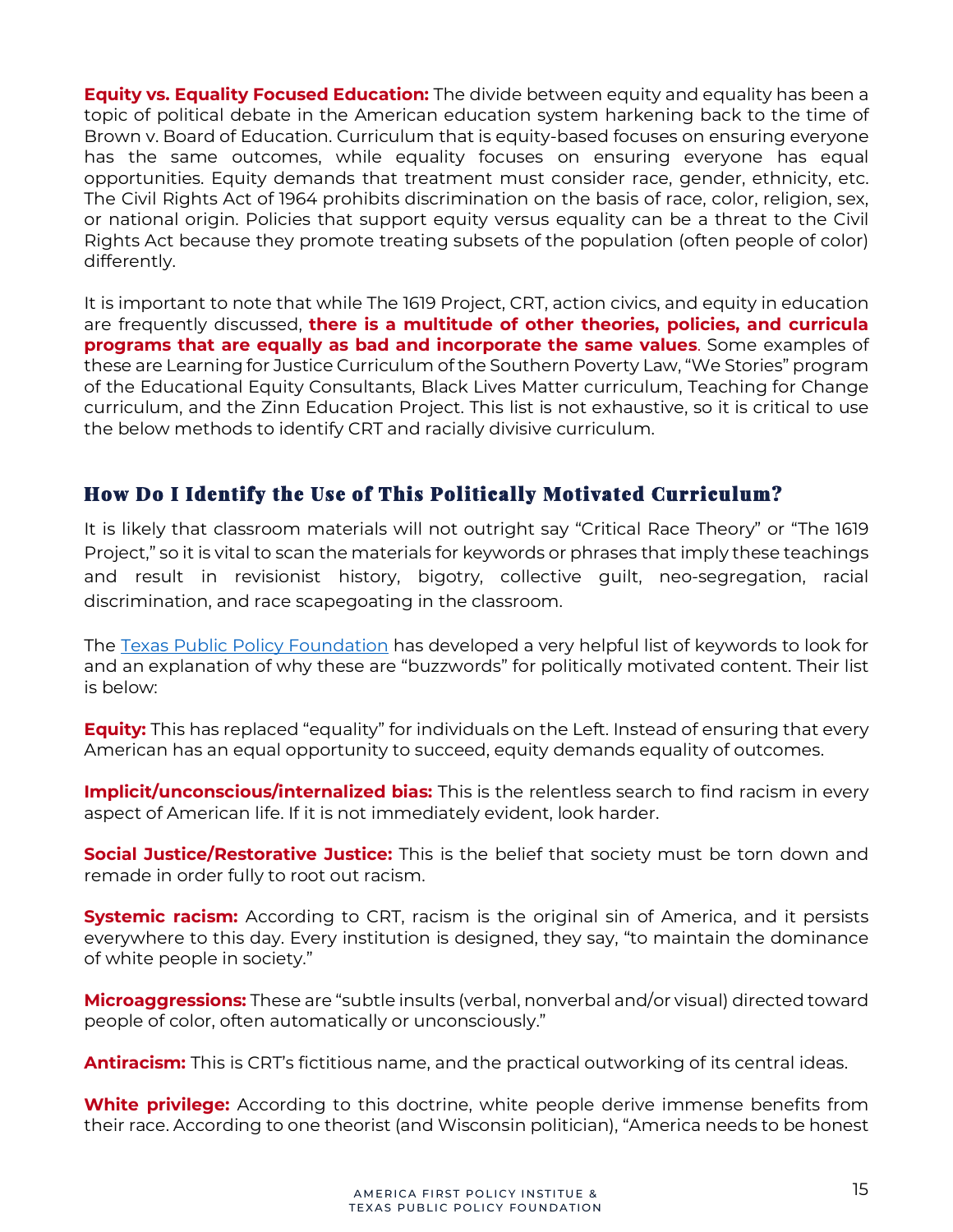**Equity vs. Equality Focused Education:** The divide between equity and equality has been a topic of political debate in the American education system harkening back to the time of Brown v. Board of Education. Curriculum that is equity-based focuses on ensuring everyone has the same outcomes, while equality focuses on ensuring everyone has equal opportunities. Equity demands that treatment must consider race, gender, ethnicity, etc. The Civil Rights Act of 1964 prohibits discrimination on the basis of race, color, religion, sex, or national origin. Policies that support equity versus equality can be a threat to the Civil Rights Act because they promote treating subsets of the population (often people of color) differently.

It is important to note that while The 1619 Project, CRT, action civics, and equity in education are frequently discussed, **there is a multitude of other theories, policies, and curricula programs that are equally as bad and incorporate the same values**. Some examples of these are Learning for Justice Curriculum of the Southern Poverty Law, "We Stories" program of the Educational Equity Consultants, Black Lives Matter curriculum, Teaching for Change curriculum, and the Zinn Education Project. This list is not exhaustive, so it is critical to use the below methods to identify CRT and racially divisive curriculum.

## How Do I Identify the Use of This Politically Motivated Curriculum?

It is likely that classroom materials will not outright say "Critical Race Theory" or "The 1619 Project," so it is vital to scan the materials for keywords or phrases that imply these teachings and result in revisionist history, bigotry, collective guilt, neo-segregation, racial discrimination, and race scapegoating in the classroom.

The [Texas Public Policy Foundation](#) has developed a very helpful list of keywords to look for and an explanation of why these are "buzzwords" for politically motivated content. Their list is below:

**Equity:** This has replaced "equality" for individuals on the Left. Instead of ensuring that every American has an equal opportunity to succeed, equity demands equality of outcomes.

**Implicit/unconscious/internalized bias:** This is the relentless search to find racism in every aspect of American life. If it is not immediately evident, look harder.

**Social Justice/Restorative Justice:** This is the belief that society must be torn down and remade in order fully to root out racism.

**Systemic racism:** According to CRT, racism is the original sin of America, and it persists everywhere to this day. Every institution is designed, they say, "to maintain the dominance of white people in society."

**Microaggressions:** These are "subtle insults (verbal, nonverbal and/or visual) directed toward people of color, often automatically or unconsciously."

**Antiracism:** This is CRT's fictitious name, and the practical outworking of its central ideas.

**White privilege:** According to this doctrine, white people derive immense benefits from their race. According to one theorist (and Wisconsin politician), "America needs to be honest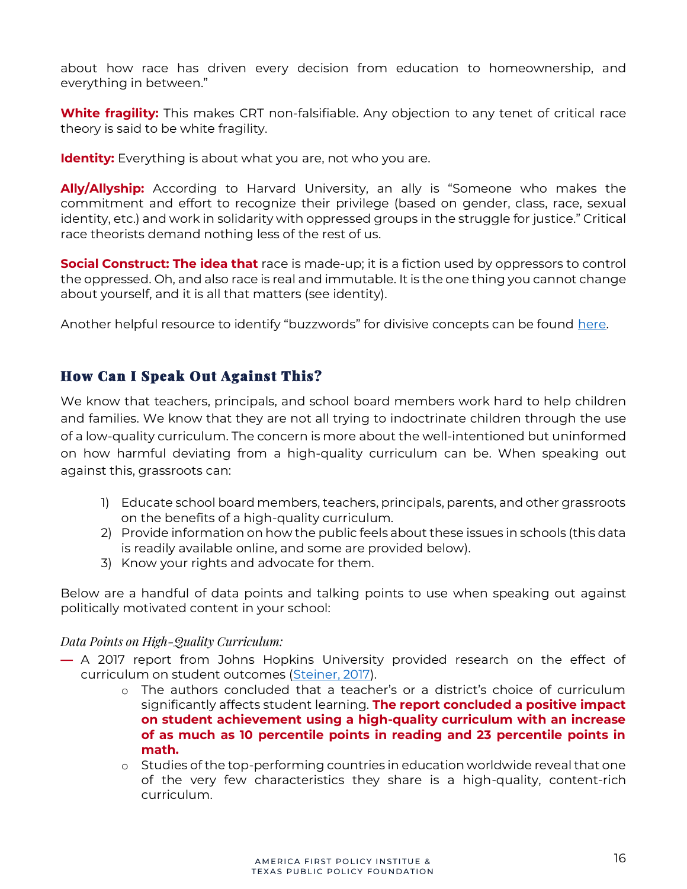about how race has driven every decision from education to homeownership, and everything in between."

**White fragility:** This makes CRT non-falsifiable. Any objection to any tenet of critical race theory is said to be white fragility.

**Identity:** Everything is about what you are, not who you are.

**Ally/Allyship:** According to Harvard University, an ally is "Someone who makes the commitment and effort to recognize their privilege (based on gender, class, race, sexual identity, etc.) and work in solidarity with oppressed groups in the struggle for justice." Critical race theorists demand nothing less of the rest of us.

**Social Construct: The idea that** race is made-up; it is a fiction used by oppressors to control the oppressed. Oh, and also race is real and immutable. It is the one thing you cannot change about yourself, and it is all that matters (see identity).

Another helpful resource to identify "buzzwords" for divisive concepts can be found here.

## How Can I Speak Out Against This?

We know that teachers, principals, and school board members work hard to help children and families. We know that they are not all trying to indoctrinate children through the use of a low-quality curriculum. The concern is more about the well-intentioned but uninformed on how harmful deviating from a high-quality curriculum can be. When speaking out against this, grassroots can:

1) Educate school board members, teachers, principals, parents, and other grassroots on the benefits of a high-quality curriculum.
2) Provide information on how the public feels about these issues in schools (this data is readily available online, and some are provided below).
3) Know your rights and advocate for them.

Below are a handful of data points and talking points to use when speaking out against politically motivated content in your school:

*Data Points on High-Quality Curriculum:*

- A 2017 report from Johns Hopkins University provided research on the effect of curriculum on student outcomes (Steiner, 2017).
  - The authors concluded that a teacher's or a district's choice of curriculum significantly affects student learning. **The report concluded a positive impact on student achievement using a high-quality curriculum with an increase of as much as 10 percentile points in reading and 23 percentile points in math.**
  - Studies of the top-performing countries in education worldwide reveal that one of the very few characteristics they share is a high-quality, content-rich curriculum.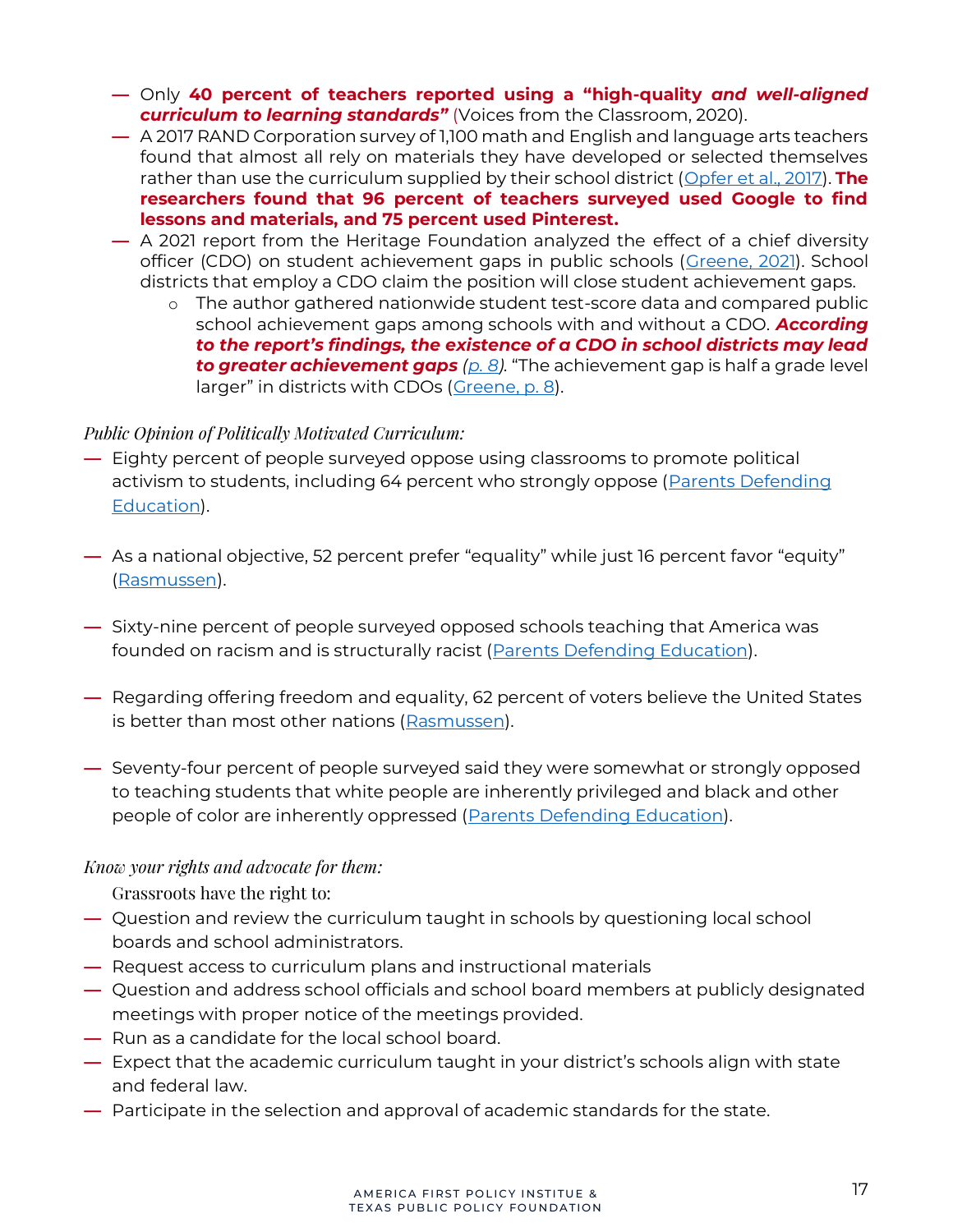- Only **40 percent of teachers reported using a "high-quality *and well-aligned curriculum to learning standards"*** (Voices from the Classroom, 2020).
- A 2017 RAND Corporation survey of 1,100 math and English and language arts teachers found that almost all rely on materials they have developed or selected themselves rather than use the curriculum supplied by their school district (Opfer et al., 2017). **The researchers found that 96 percent of teachers surveyed used Google to find lessons and materials, and 75 percent used Pinterest.**
- A 2021 report from the Heritage Foundation analyzed the effect of a chief diversity officer (CDO) on student achievement gaps in public schools (Greene, 2021). School districts that employ a CDO claim the position will close student achievement gaps.
  - The author gathered nationwide student test-score data and compared public school achievement gaps among schools with and without a CDO. ***According to the report's findings, the existence of a CDO in school districts may lead to greater achievement gaps*** *(p. 8)*. "The achievement gap is half a grade level larger" in districts with CDOs (Greene, p. 8).

*Public Opinion of Politically Motivated Curriculum:*

- Eighty percent of people surveyed oppose using classrooms to promote political activism to students, including 64 percent who strongly oppose (Parents Defending Education).
- As a national objective, 52 percent prefer "equality" while just 16 percent favor "equity" (Rasmussen).
- Sixty-nine percent of people surveyed opposed schools teaching that America was founded on racism and is structurally racist (Parents Defending Education).
- Regarding offering freedom and equality, 62 percent of voters believe the United States is better than most other nations (Rasmussen).
- Seventy-four percent of people surveyed said they were somewhat or strongly opposed to teaching students that white people are inherently privileged and black and other people of color are inherently oppressed (Parents Defending Education).

*Know your rights and advocate for them:*

Grassroots have the right to:

- Question and review the curriculum taught in schools by questioning local school boards and school administrators.
- Request access to curriculum plans and instructional materials
- Question and address school officials and school board members at publicly designated meetings with proper notice of the meetings provided.
- Run as a candidate for the local school board.
- Expect that the academic curriculum taught in your district's schools align with state and federal law.
- Participate in the selection and approval of academic standards for the state.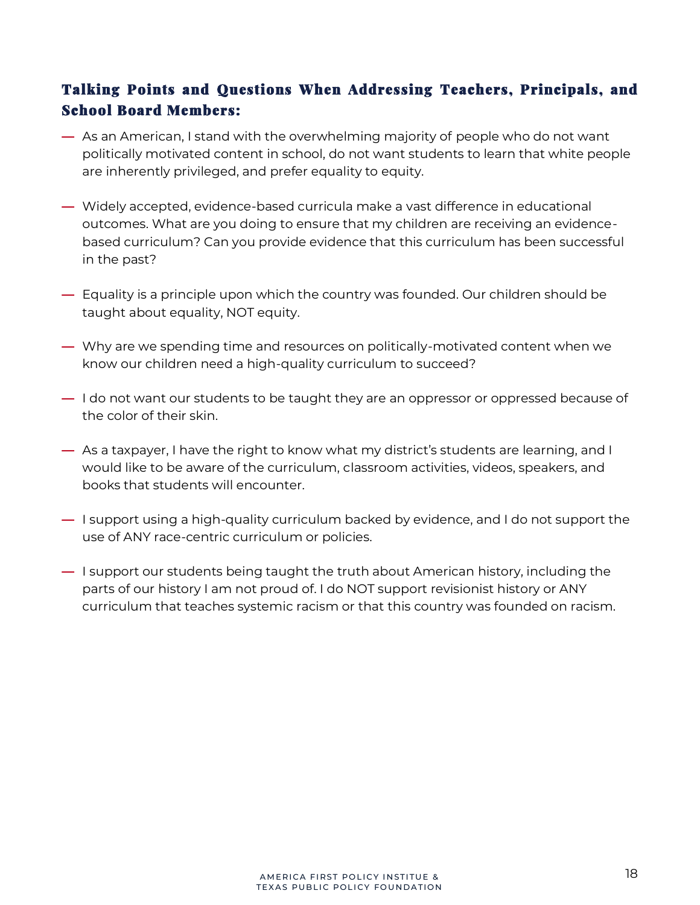### Talking Points and Questions When Addressing Teachers, Principals, and School Board Members:

- As an American, I stand with the overwhelming majority of people who do not want politically motivated content in school, do not want students to learn that white people are inherently privileged, and prefer equality to equity.
- Widely accepted, evidence-based curricula make a vast difference in educational outcomes. What are you doing to ensure that my children are receiving an evidence-based curriculum? Can you provide evidence that this curriculum has been successful in the past?
- Equality is a principle upon which the country was founded. Our children should be taught about equality, NOT equity.
- Why are we spending time and resources on politically-motivated content when we know our children need a high-quality curriculum to succeed?
- I do not want our students to be taught they are an oppressor or oppressed because of the color of their skin.
- As a taxpayer, I have the right to know what my district's students are learning, and I would like to be aware of the curriculum, classroom activities, videos, speakers, and books that students will encounter.
- I support using a high-quality curriculum backed by evidence, and I do not support the use of ANY race-centric curriculum or policies.
- I support our students being taught the truth about American history, including the parts of our history I am not proud of. I do NOT support revisionist history or ANY curriculum that teaches systemic racism or that this country was founded on racism.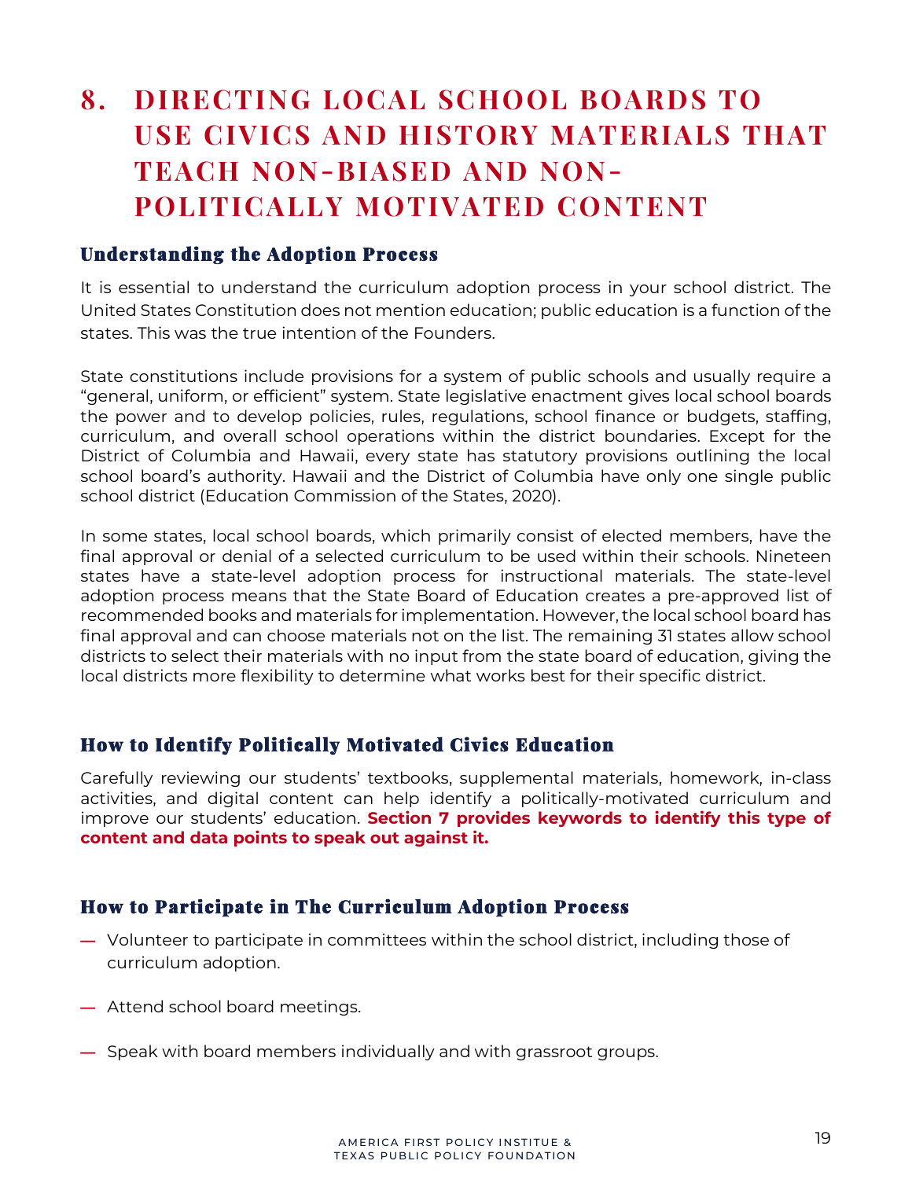# 8. DIRECTING LOCAL SCHOOL BOARDS TO USE CIVICS AND HISTORY MATERIALS THAT TEACH NON-BIASED AND NON-POLITICALLY MOTIVATED CONTENT

### Understanding the Adoption Process

It is essential to understand the curriculum adoption process in your school district. The United States Constitution does not mention education; public education is a function of the states. This was the true intention of the Founders.

State constitutions include provisions for a system of public schools and usually require a "general, uniform, or efficient" system. State legislative enactment gives local school boards the power and to develop policies, rules, regulations, school finance or budgets, staffing, curriculum, and overall school operations within the district boundaries. Except for the District of Columbia and Hawaii, every state has statutory provisions outlining the local school board's authority. Hawaii and the District of Columbia have only one single public school district (Education Commission of the States, 2020).

In some states, local school boards, which primarily consist of elected members, have the final approval or denial of a selected curriculum to be used within their schools. Nineteen states have a state-level adoption process for instructional materials. The state-level adoption process means that the State Board of Education creates a pre-approved list of recommended books and materials for implementation. However, the local school board has final approval and can choose materials not on the list. The remaining 31 states allow school districts to select their materials with no input from the state board of education, giving the local districts more flexibility to determine what works best for their specific district.

### How to Identify Politically Motivated Civics Education

Carefully reviewing our students' textbooks, supplemental materials, homework, in-class activities, and digital content can help identify a politically-motivated curriculum and improve our students' education. **Section 7 provides keywords to identify this type of content and data points to speak out against it.**

### How to Participate in The Curriculum Adoption Process

- Volunteer to participate in committees within the school district, including those of curriculum adoption.
- Attend school board meetings.
- Speak with board members individually and with grassroot groups.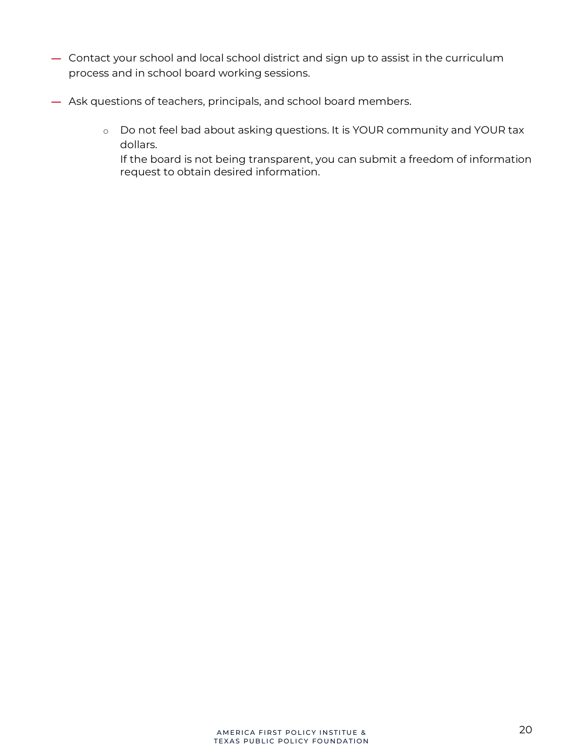- Contact your school and local school district and sign up to assist in the curriculum process and in school board working sessions.
- Ask questions of teachers, principals, and school board members.
    - Do not feel bad about asking questions. It is YOUR community and YOUR tax dollars.
      If the board is not being transparent, you can submit a freedom of information request to obtain desired information.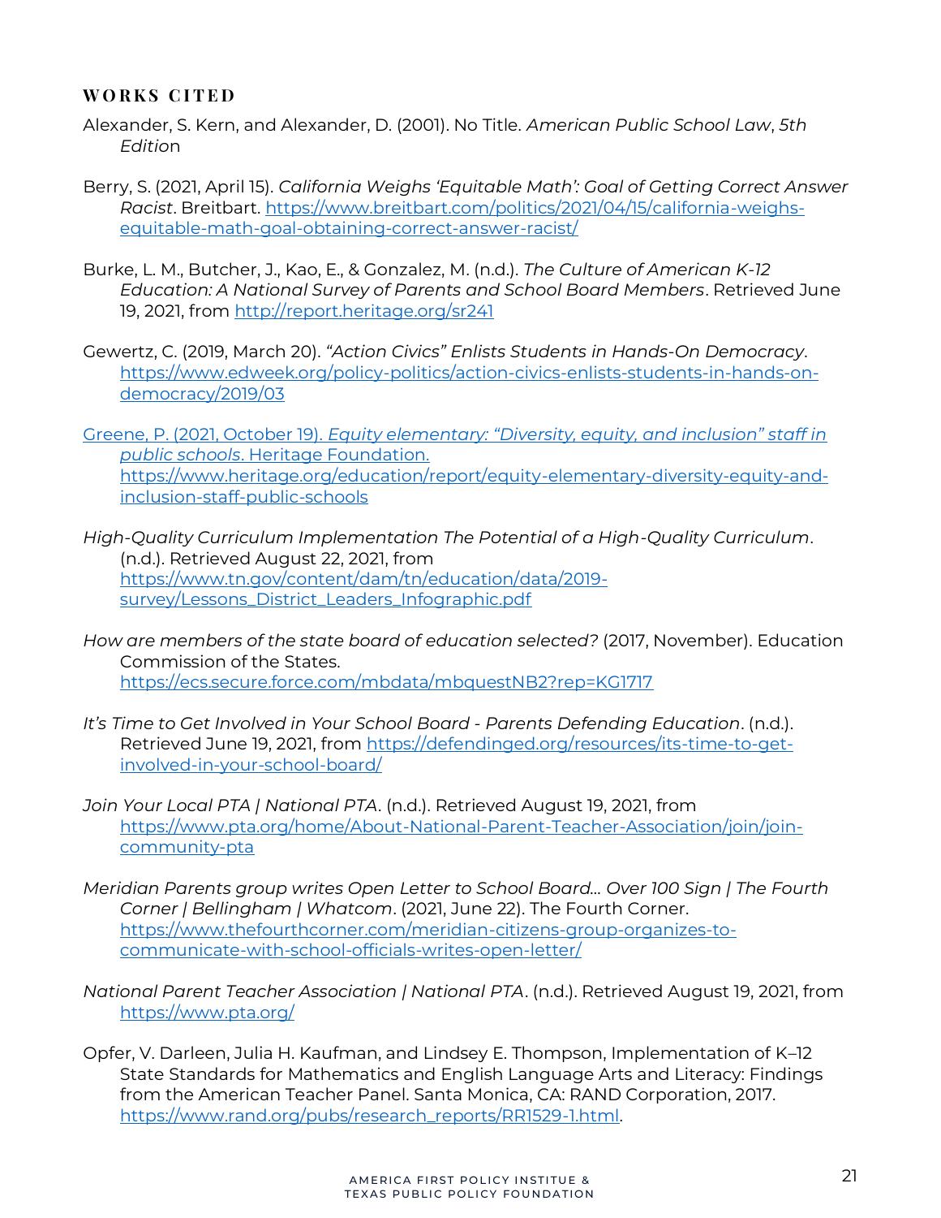## WORKS CITED

Alexander, S. Kern, and Alexander, D. (2001). No Title. *American Public School Law*, *5th Edition*

Berry, S. (2021, April 15). *California Weighs 'Equitable Math': Goal of Getting Correct Answer Racist*. Breitbart. https://www.breitbart.com/politics/2021/04/15/california-weighs-equitable-math-goal-obtaining-correct-answer-racist/

Burke, L. M., Butcher, J., Kao, E., & Gonzalez, M. (n.d.). *The Culture of American K-12 Education: A National Survey of Parents and School Board Members*. Retrieved June 19, 2021, from http://report.heritage.org/sr241

Gewertz, C. (2019, March 20). *"Action Civics" Enlists Students in Hands-On Democracy*. https://www.edweek.org/policy-politics/action-civics-enlists-students-in-hands-on-democracy/2019/03

Greene, P. (2021, October 19). *Equity elementary: "Diversity, equity, and inclusion" staff in public schools*. Heritage Foundation. https://www.heritage.org/education/report/equity-elementary-diversity-equity-and-inclusion-staff-public-schools

*High-Quality Curriculum Implementation The Potential of a High-Quality Curriculum*. (n.d.). Retrieved August 22, 2021, from https://www.tn.gov/content/dam/tn/education/data/2019-survey/Lessons_District_Leaders_Infographic.pdf

*How are members of the state board of education selected?* (2017, November). Education Commission of the States. https://ecs.secure.force.com/mbdata/mbquestNB2?rep=KG1717

*It's Time to Get Involved in Your School Board - Parents Defending Education*. (n.d.). Retrieved June 19, 2021, from https://defendinged.org/resources/its-time-to-get-involved-in-your-school-board/

*Join Your Local PTA | National PTA*. (n.d.). Retrieved August 19, 2021, from https://www.pta.org/home/About-National-Parent-Teacher-Association/join/join-community-pta

*Meridian Parents group writes Open Letter to School Board... Over 100 Sign | The Fourth Corner | Bellingham | Whatcom*. (2021, June 22). The Fourth Corner. https://www.thefourthcorner.com/meridian-citizens-group-organizes-to-communicate-with-school-officials-writes-open-letter/

*National Parent Teacher Association | National PTA*. (n.d.). Retrieved August 19, 2021, from https://www.pta.org/

Opfer, V. Darleen, Julia H. Kaufman, and Lindsey E. Thompson, Implementation of K–12 State Standards for Mathematics and English Language Arts and Literacy: Findings from the American Teacher Panel. Santa Monica, CA: RAND Corporation, 2017. https://www.rand.org/pubs/research_reports/RR1529-1.html.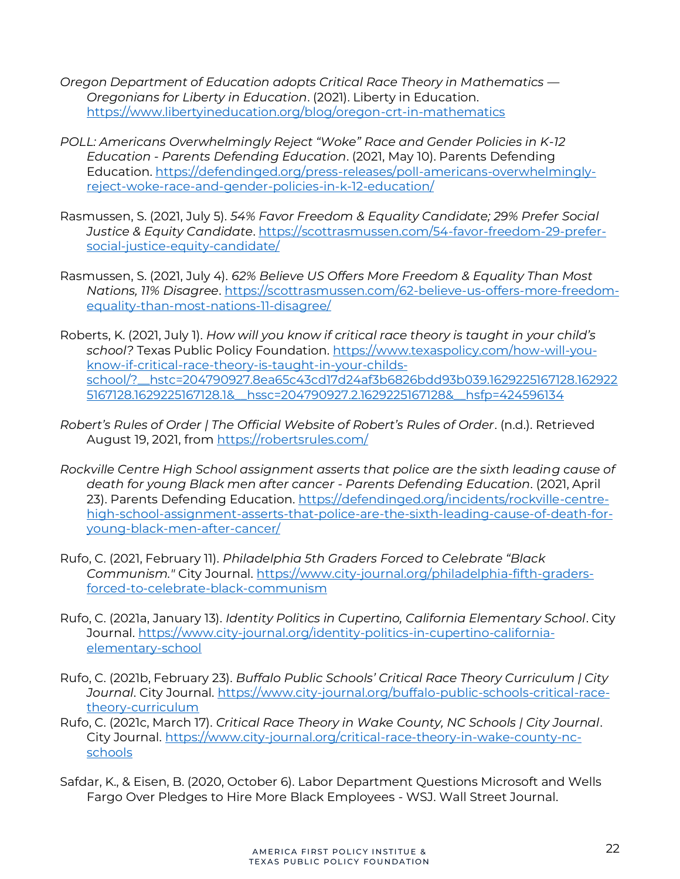*Oregon Department of Education adopts Critical Race Theory in Mathematics — Oregonians for Liberty in Education*. (2021). Liberty in Education. https://www.libertyineducation.org/blog/oregon-crt-in-mathematics

*POLL: Americans Overwhelmingly Reject "Woke" Race and Gender Policies in K-12 Education - Parents Defending Education*. (2021, May 10). Parents Defending Education. https://defendinged.org/press-releases/poll-americans-overwhelmingly-reject-woke-race-and-gender-policies-in-k-12-education/

Rasmussen, S. (2021, July 5). *54% Favor Freedom & Equality Candidate; 29% Prefer Social Justice & Equity Candidate*. https://scottrasmussen.com/54-favor-freedom-29-prefer-social-justice-equity-candidate/

Rasmussen, S. (2021, July 4). *62% Believe US Offers More Freedom & Equality Than Most Nations, 11% Disagree*. https://scottrasmussen.com/62-believe-us-offers-more-freedom-equality-than-most-nations-11-disagree/

Roberts, K. (2021, July 1). *How will you know if critical race theory is taught in your child's school?* Texas Public Policy Foundation. https://www.texaspolicy.com/how-will-you-know-if-critical-race-theory-is-taught-in-your-childs-school/?__hstc=204790927.8ea65c43cd17d24af3b6826bdd93b039.1629225167128.1629225167128.1629225167128.1&__hssc=204790927.2.1629225167128&__hsfp=424596134

*Robert's Rules of Order | The Official Website of Robert's Rules of Order*. (n.d.). Retrieved August 19, 2021, from https://robertsrules.com/

*Rockville Centre High School assignment asserts that police are the sixth leading cause of death for young Black men after cancer - Parents Defending Education*. (2021, April 23). Parents Defending Education. https://defendinged.org/incidents/rockville-centre-high-school-assignment-asserts-that-police-are-the-sixth-leading-cause-of-death-for-young-black-men-after-cancer/

Rufo, C. (2021, February 11). *Philadelphia 5th Graders Forced to Celebrate "Black Communism."* City Journal. https://www.city-journal.org/philadelphia-fifth-graders-forced-to-celebrate-black-communism

Rufo, C. (2021a, January 13). *Identity Politics in Cupertino, California Elementary School*. City Journal. https://www.city-journal.org/identity-politics-in-cupertino-california-elementary-school

Rufo, C. (2021b, February 23). *Buffalo Public Schools' Critical Race Theory Curriculum | City Journal*. City Journal. https://www.city-journal.org/buffalo-public-schools-critical-race-theory-curriculum

Rufo, C. (2021c, March 17). *Critical Race Theory in Wake County, NC Schools | City Journal*. City Journal. https://www.city-journal.org/critical-race-theory-in-wake-county-nc-schools

Safdar, K., & Eisen, B. (2020, October 6). Labor Department Questions Microsoft and Wells Fargo Over Pledges to Hire More Black Employees - WSJ. Wall Street Journal.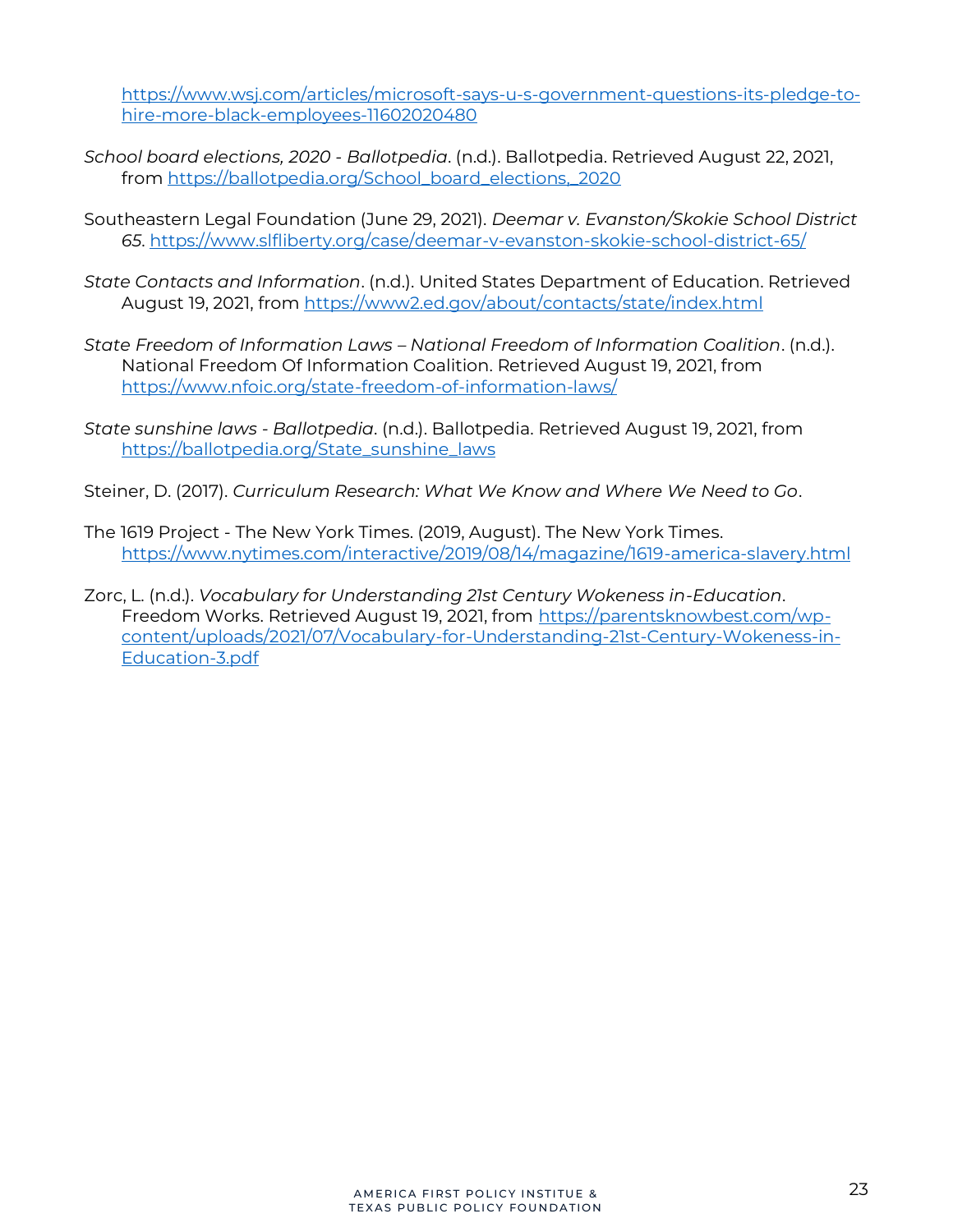https://www.wsj.com/articles/microsoft-says-u-s-government-questions-its-pledge-to-hire-more-black-employees-11602020480

*School board elections, 2020 - Ballotpedia*. (n.d.). Ballotpedia. Retrieved August 22, 2021, from https://ballotpedia.org/School_board_elections,_2020

Southeastern Legal Foundation (June 29, 2021). *Deemar v. Evanston/Skokie School District 65*. https://www.slfliberty.org/case/deemar-v-evanston-skokie-school-district-65/

*State Contacts and Information*. (n.d.). United States Department of Education. Retrieved August 19, 2021, from https://www2.ed.gov/about/contacts/state/index.html

*State Freedom of Information Laws – National Freedom of Information Coalition*. (n.d.). National Freedom Of Information Coalition. Retrieved August 19, 2021, from https://www.nfoic.org/state-freedom-of-information-laws/

*State sunshine laws - Ballotpedia*. (n.d.). Ballotpedia. Retrieved August 19, 2021, from https://ballotpedia.org/State_sunshine_laws

Steiner, D. (2017). *Curriculum Research: What We Know and Where We Need to Go*.

The 1619 Project - The New York Times. (2019, August). The New York Times. https://www.nytimes.com/interactive/2019/08/14/magazine/1619-america-slavery.html

Zorc, L. (n.d.). *Vocabulary for Understanding 21st Century Wokeness in-Education*. Freedom Works. Retrieved August 19, 2021, from https://parentsknowbest.com/wp-content/uploads/2021/07/Vocabulary-for-Understanding-21st-Century-Wokeness-in-Education-3.pdf